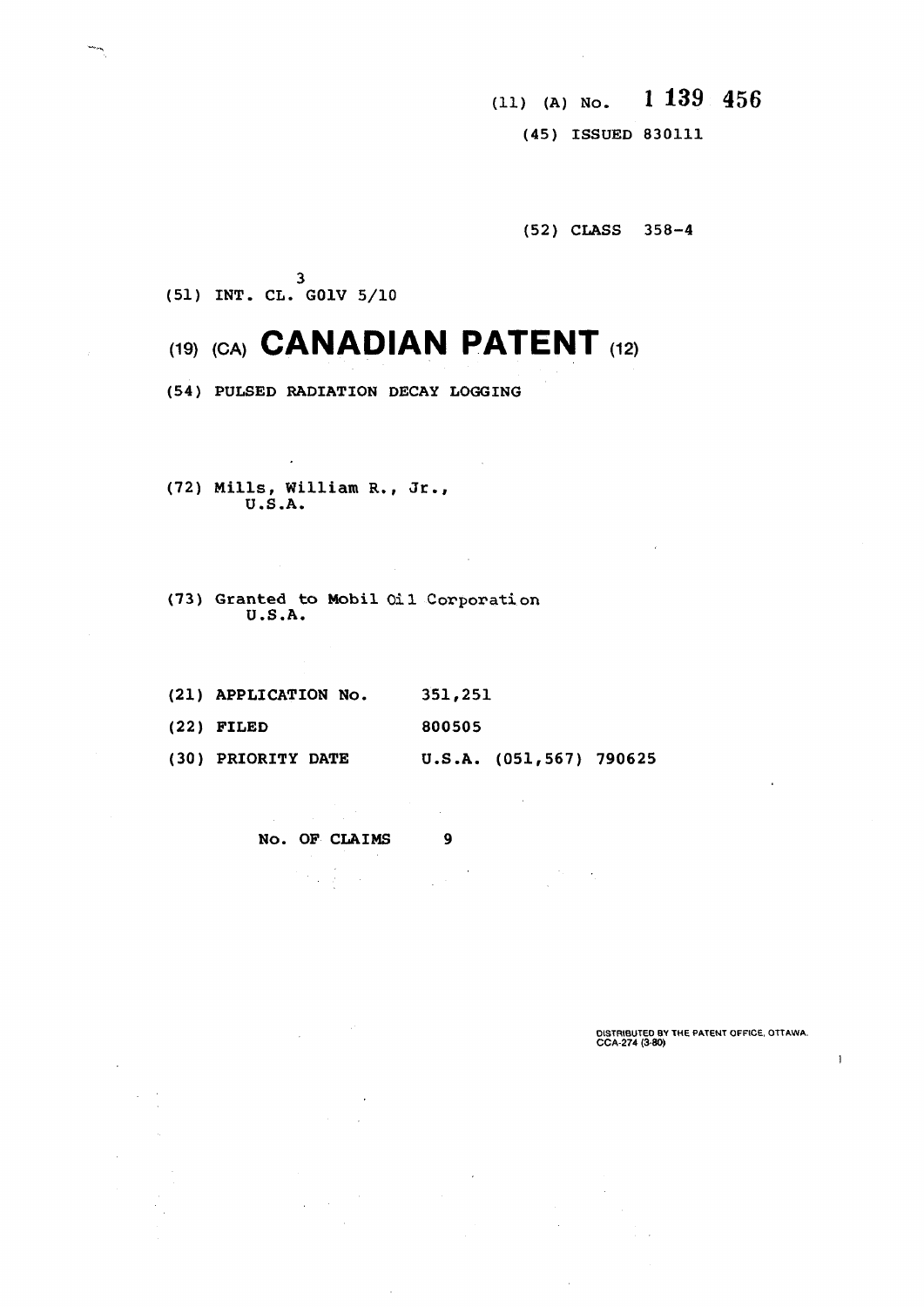(11) (A) No. **1 139 456**

(45) ISSUED 830111

(52) CLASS 358-4

(51) INT. CL.[3] G01V 5/10

# (19) (CA) CANADIAN PATENT (12)

(54) PULSED RADIATION DECAY LOGGING

(72) Mills, William R., Jr.,
U.S.A.

(73) Granted to Mobil Oil Corporation
U.S.A.

| | |
|---|---|
| (21) APPLICATION No. | 351,251 |
| (22) FILED | 800505 |
| (30) PRIORITY DATE | U.S.A. (051,567) 790625 |

No. OF CLAIMS 9

DISTRIBUTED BY THE PATENT OFFICE, OTTAWA.
CCA-274 (3-80)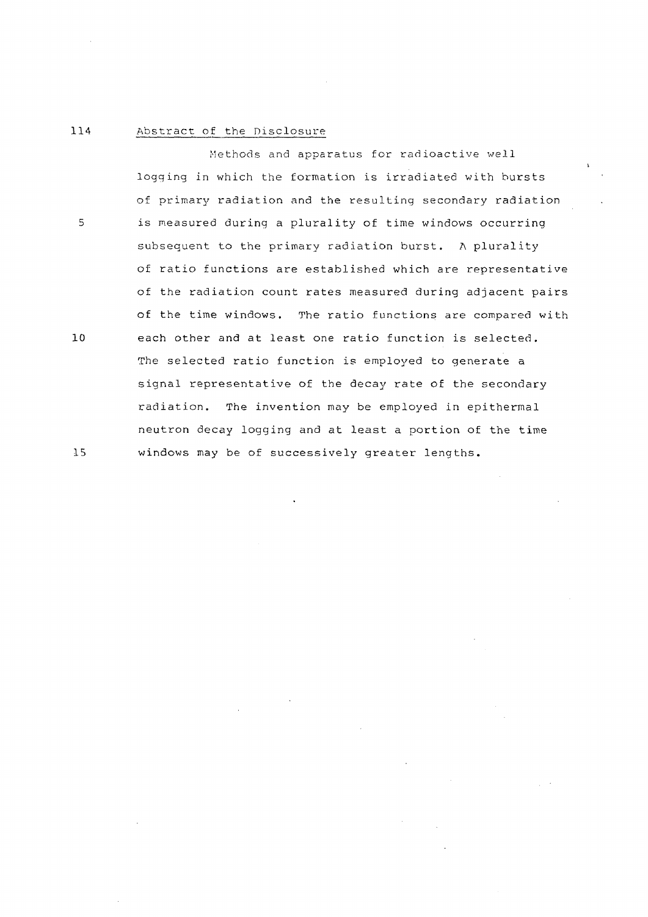## Abstract of the Disclosure

Methods and apparatus for radioactive well logging in which the formation is irradiated with bursts of primary radiation and the resulting secondary radiation is measured during a plurality of time windows occurring subsequent to the primary radiation burst. A plurality of ratio functions are established which are representative of the radiation count rates measured during adjacent pairs of the time windows. The ratio functions are compared with each other and at least one ratio function is selected. The selected ratio function is employed to generate a signal representative of the decay rate of the secondary radiation. The invention may be employed in epithermal neutron decay logging and at least a portion of the time windows may be of successively greater lengths.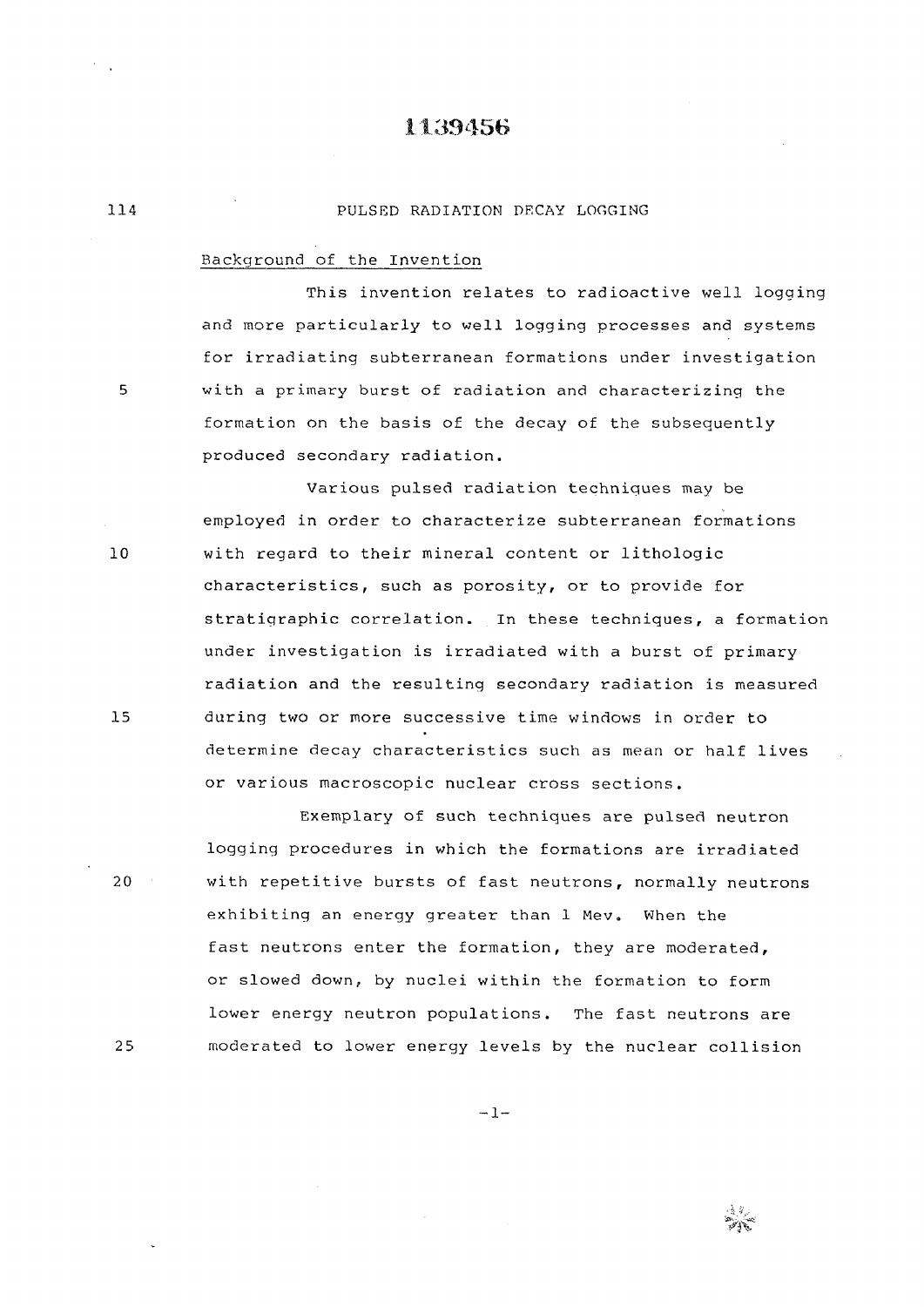1139456

# PULSED RADIATION DECAY LOGGING

## Background of the Invention

This invention relates to radioactive well logging and more particularly to well logging processes and systems for irradiating subterranean formations under investigation with a primary burst of radiation and characterizing the formation on the basis of the decay of the subsequently produced secondary radiation.

Various pulsed radiation techniques may be employed in order to characterize subterranean formations with regard to their mineral content or lithologic characteristics, such as porosity, or to provide for stratigraphic correlation. In these techniques, a formation under investigation is irradiated with a burst of primary radiation and the resulting secondary radiation is measured during two or more successive time windows in order to determine decay characteristics such as mean or half lives or various macroscopic nuclear cross sections.

Exemplary of such techniques are pulsed neutron logging procedures in which the formations are irradiated with repetitive bursts of fast neutrons, normally neutrons exhibiting an energy greater than 1 Mev. When the fast neutrons enter the formation, they are moderated, or slowed down, by nuclei within the formation to form lower energy neutron populations. The fast neutrons are moderated to lower energy levels by the nuclear collision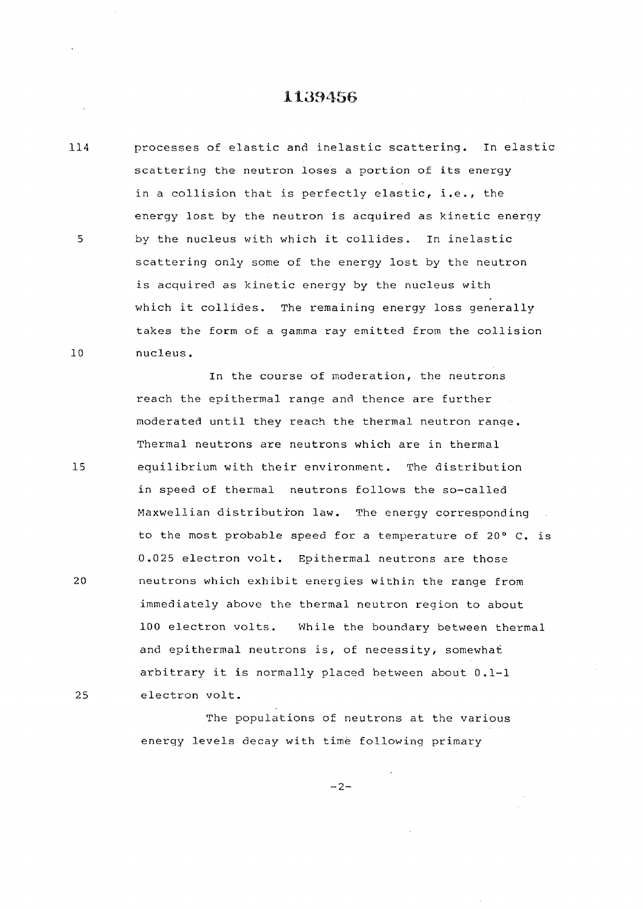processes of elastic and inelastic scattering. In elastic scattering the neutron loses a portion of its energy in a collision that is perfectly elastic, i.e., the energy lost by the neutron is acquired as kinetic energy by the nucleus with which it collides. In inelastic scattering only some of the energy lost by the neutron is acquired as kinetic energy by the nucleus with which it collides. The remaining energy loss generally takes the form of a gamma ray emitted from the collision nucleus.

In the course of moderation, the neutrons reach the epithermal range and thence are further moderated until they reach the thermal neutron range. Thermal neutrons are neutrons which are in thermal equilibrium with their environment. The distribution in speed of thermal neutrons follows the so-called Maxwellian distribution law. The energy corresponding to the most probable speed for a temperature of 20° C. is 0.025 electron volt. Epithermal neutrons are those neutrons which exhibit energies within the range from immediately above the thermal neutron region to about 100 electron volts. While the boundary between thermal and epithermal neutrons is, of necessity, somewhat arbitrary it is normally placed between about 0.1-1 electron volt.

The populations of neutrons at the various energy levels decay with time following primary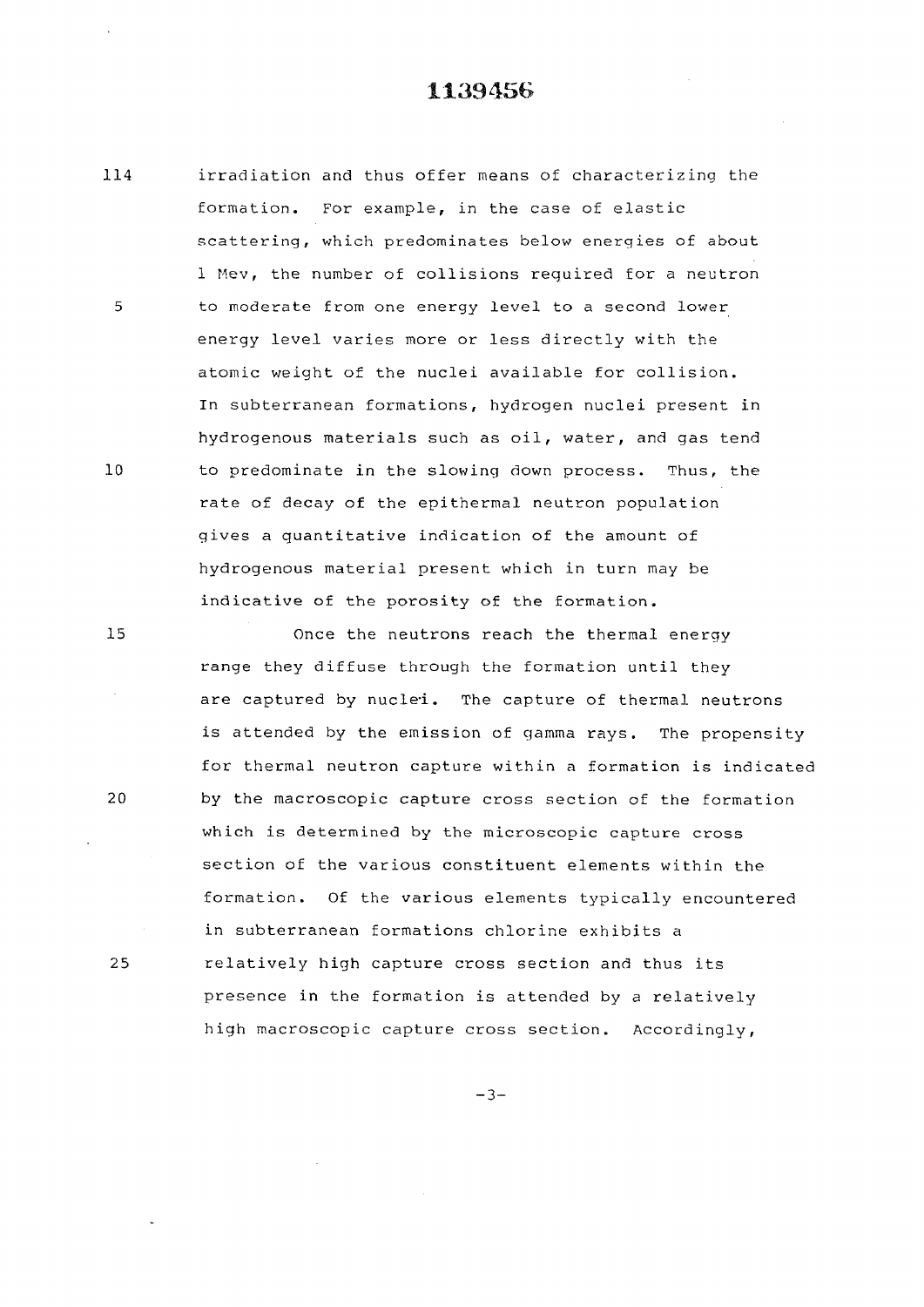irradiation and thus offer means of characterizing the formation. For example, in the case of elastic scattering, which predominates below energies of about 1 Mev, the number of collisions required for a neutron to moderate from one energy level to a second lower energy level varies more or less directly with the atomic weight of the nuclei available for collision. In subterranean formations, hydrogen nuclei present in hydrogenous materials such as oil, water, and gas tend to predominate in the slowing down process. Thus, the rate of decay of the epithermal neutron population gives a quantitative indication of the amount of hydrogenous material present which in turn may be indicative of the porosity of the formation.

Once the neutrons reach the thermal energy range they diffuse through the formation until they are captured by nuclei. The capture of thermal neutrons is attended by the emission of gamma rays. The propensity for thermal neutron capture within a formation is indicated by the macroscopic capture cross section of the formation which is determined by the microscopic capture cross section of the various constituent elements within the formation. Of the various elements typically encountered in subterranean formations chlorine exhibits a relatively high capture cross section and thus its presence in the formation is attended by a relatively high macroscopic capture cross section. Accordingly,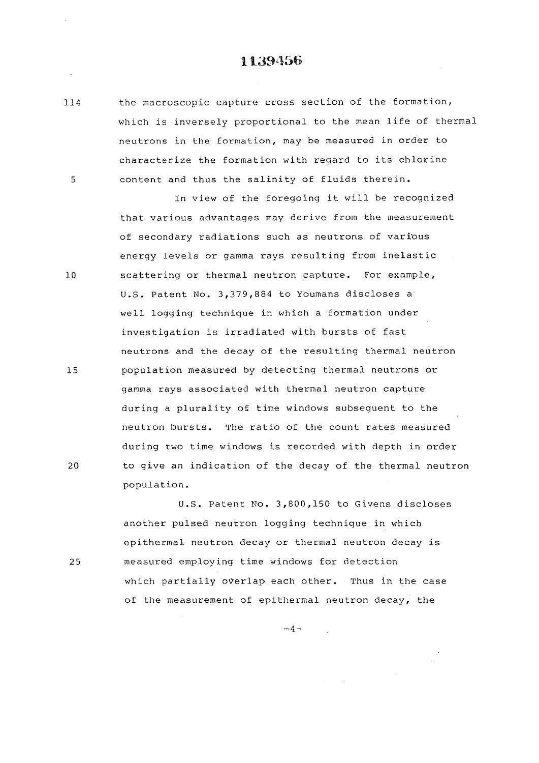the macroscopic capture cross section of the formation, which is inversely proportional to the mean life of thermal neutrons in the formation, may be measured in order to characterize the formation with regard to its chlorine content and thus the salinity of fluids therein.

In view of the foregoing it will be recognized that various advantages may derive from the measurement of secondary radiations such as neutrons of various energy levels or gamma rays resulting from inelastic scattering or thermal neutron capture. For example, U.S. Patent No. 3,379,884 to Youmans discloses a well logging technique in which a formation under investigation is irradiated with bursts of fast neutrons and the decay of the resulting thermal neutron population measured by detecting thermal neutrons or gamma rays associated with thermal neutron capture during a plurality of time windows subsequent to the neutron bursts. The ratio of the count rates measured during two time windows is recorded with depth in order to give an indication of the decay of the thermal neutron population.

U.S. Patent No. 3,800,150 to Givens discloses another pulsed neutron logging technique in which epithermal neutron decay or thermal neutron decay is measured employing time windows for detection which partially overlap each other. Thus in the case of the measurement of epithermal neutron decay, the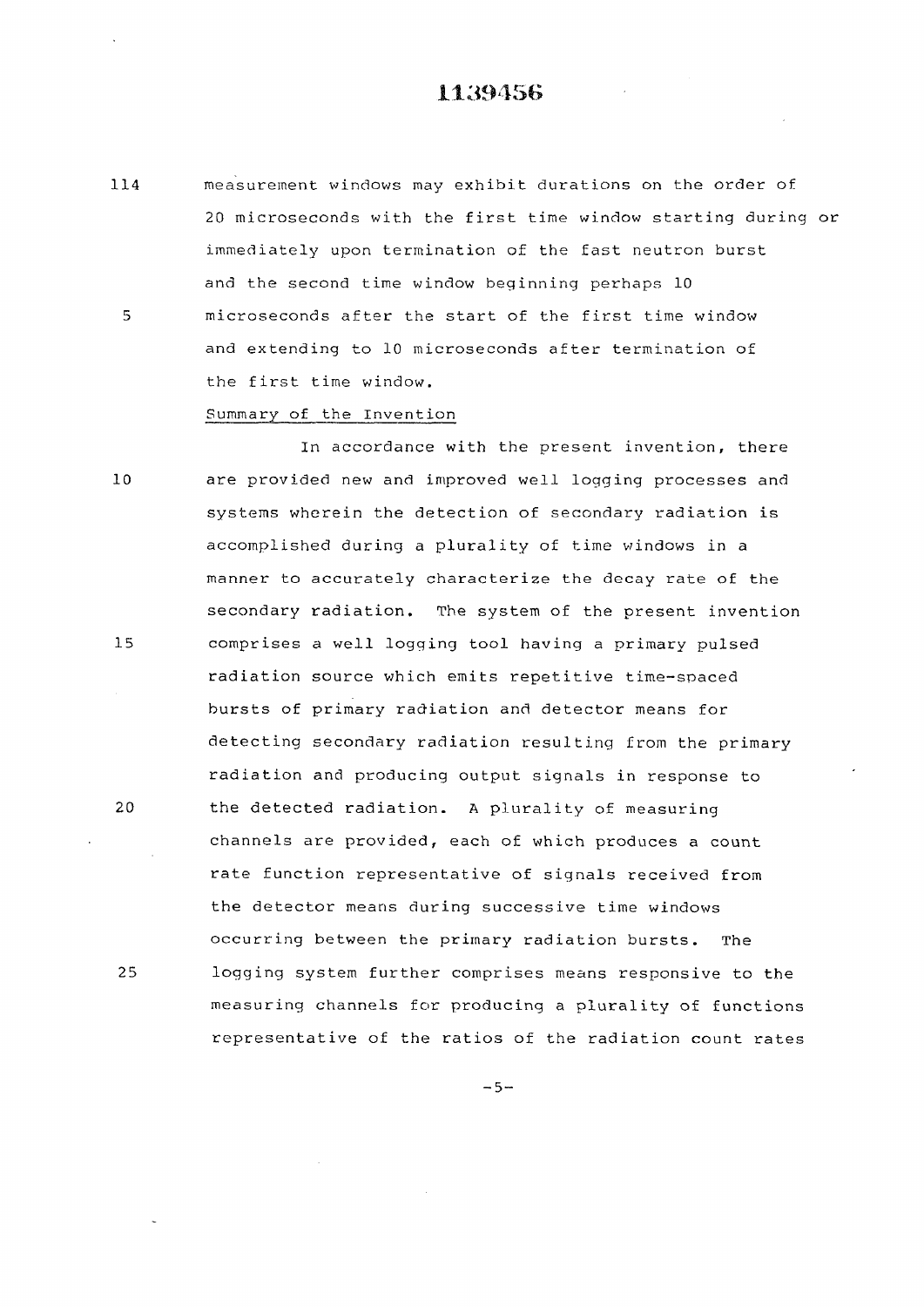measurement windows may exhibit durations on the order of 20 microseconds with the first time window starting during or immediately upon termination of the fast neutron burst and the second time window beginning perhaps 10 microseconds after the start of the first time window and extending to 10 microseconds after termination of the first time window.

## Summary of the Invention

In accordance with the present invention, there are provided new and improved well logging processes and systems wherein the detection of secondary radiation is accomplished during a plurality of time windows in a manner to accurately characterize the decay rate of the secondary radiation. The system of the present invention comprises a well logging tool having a primary pulsed radiation source which emits repetitive time-spaced bursts of primary radiation and detector means for detecting secondary radiation resulting from the primary radiation and producing output signals in response to the detected radiation. A plurality of measuring channels are provided, each of which produces a count rate function representative of signals received from the detector means during successive time windows occurring between the primary radiation bursts. The logging system further comprises means responsive to the measuring channels for producing a plurality of functions representative of the ratios of the radiation count rates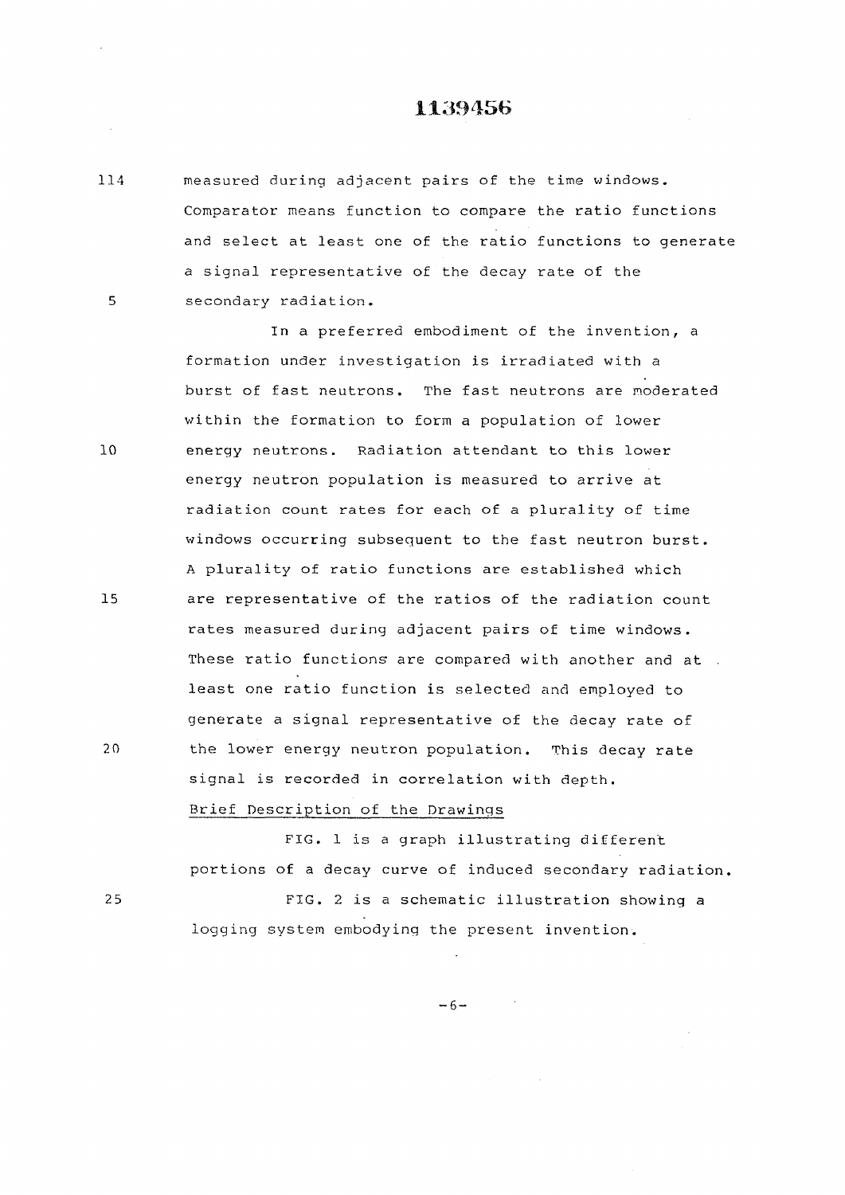measured during adjacent pairs of the time windows. Comparator means function to compare the ratio functions and select at least one of the ratio functions to generate a signal representative of the decay rate of the secondary radiation.

In a preferred embodiment of the invention, a formation under investigation is irradiated with a burst of fast neutrons. The fast neutrons are moderated within the formation to form a population of lower energy neutrons. Radiation attendant to this lower energy neutron population is measured to arrive at radiation count rates for each of a plurality of time windows occurring subsequent to the fast neutron burst. A plurality of ratio functions are established which are representative of the ratios of the radiation count rates measured during adjacent pairs of time windows. These ratio functions are compared with another and at least one ratio function is selected and employed to generate a signal representative of the decay rate of the lower energy neutron population. This decay rate signal is recorded in correlation with depth.

Brief Description of the Drawings

FIG. 1 is a graph illustrating different portions of a decay curve of induced secondary radiation.

FIG. 2 is a schematic illustration showing a logging system embodying the present invention.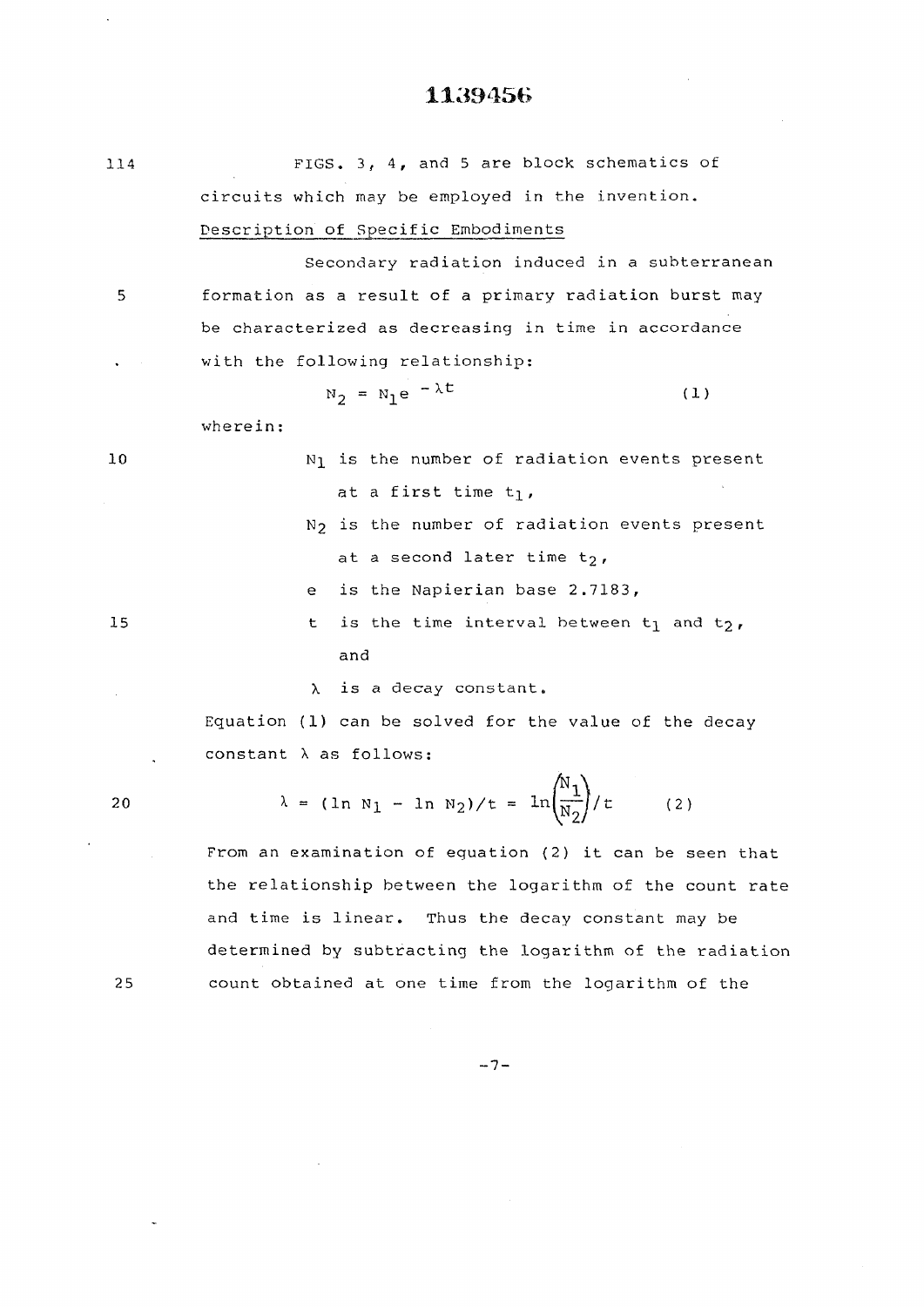FIGS. 3, 4, and 5 are block schematics of circuits which may be employed in the invention.

Description of Specific Embodiments

Secondary radiation induced in a subterranean formation as a result of a primary radiation burst may be characterized as decreasing in time in accordance with the following relationship:

$$N_2 = N_1 e^{-\lambda t} \qquad (1)$$

wherein:

- $N_1$ is the number of radiation events present at a first time $t_1$,
- $N_2$ is the number of radiation events present at a second later time $t_2$,
- e is the Napierian base 2.7183,
- t is the time interval between $t_1$ and $t_2$, and
- $\lambda$ is a decay constant.

Equation (1) can be solved for the value of the decay constant $\lambda$ as follows:

$$\lambda = (\ln N_1 - \ln N_2)/t = \ln\left(\frac{N_1}{N_2}\right)/t \qquad (2)$$

From an examination of equation (2) it can be seen that the relationship between the logarithm of the count rate and time is linear. Thus the decay constant may be determined by subtracting the logarithm of the radiation count obtained at one time from the logarithm of the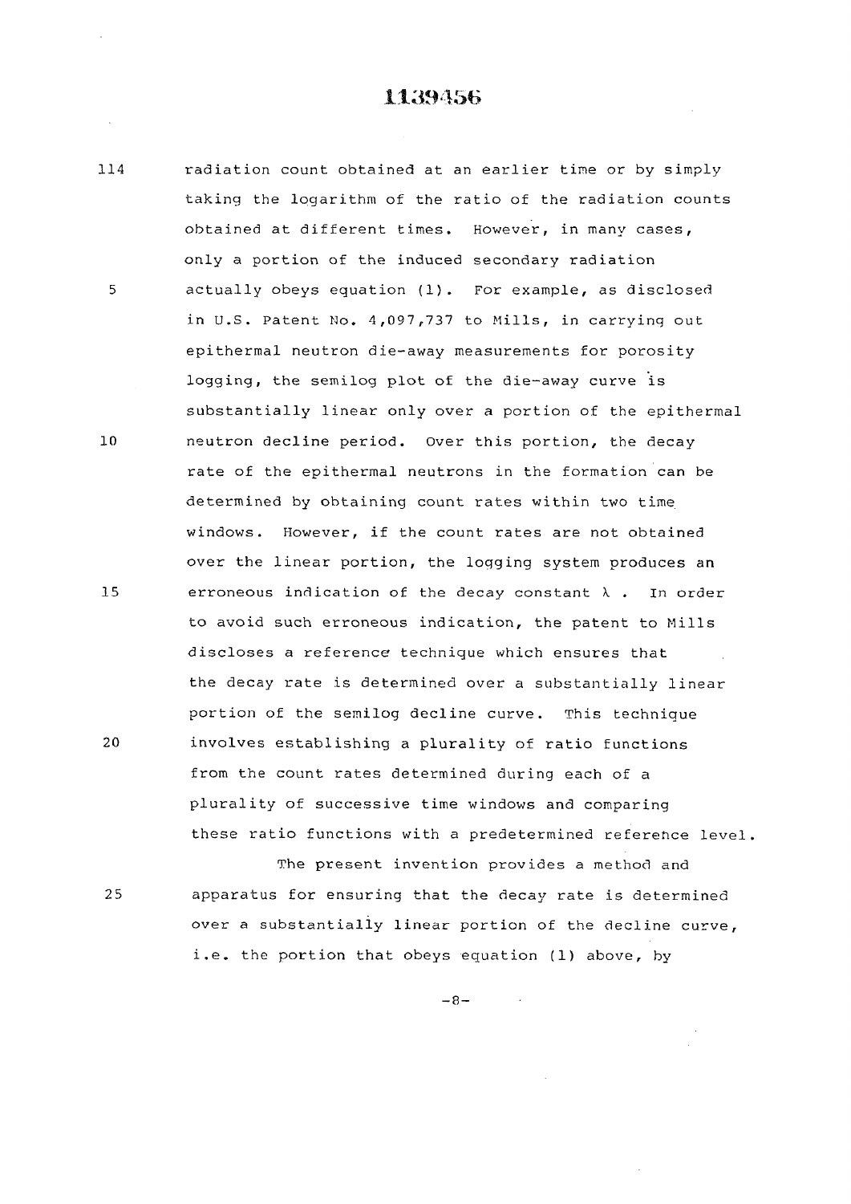radiation count obtained at an earlier time or by simply taking the logarithm of the ratio of the radiation counts obtained at different times. However, in many cases, only a portion of the induced secondary radiation actually obeys equation (1). For example, as disclosed in U.S. Patent No. 4,097,737 to Mills, in carrying out epithermal neutron die-away measurements for porosity logging, the semilog plot of the die-away curve is substantially linear only over a portion of the epithermal neutron decline period. Over this portion, the decay rate of the epithermal neutrons in the formation can be determined by obtaining count rates within two time windows. However, if the count rates are not obtained over the linear portion, the logging system produces an erroneous indication of the decay constant $\lambda$ . In order to avoid such erroneous indication, the patent to Mills discloses a reference technique which ensures that the decay rate is determined over a substantially linear portion of the semilog decline curve. This technique involves establishing a plurality of ratio functions from the count rates determined during each of a plurality of successive time windows and comparing these ratio functions with a predetermined reference level.

The present invention provides a method and apparatus for ensuring that the decay rate is determined over a substantially linear portion of the decline curve, i.e. the portion that obeys equation (1) above, by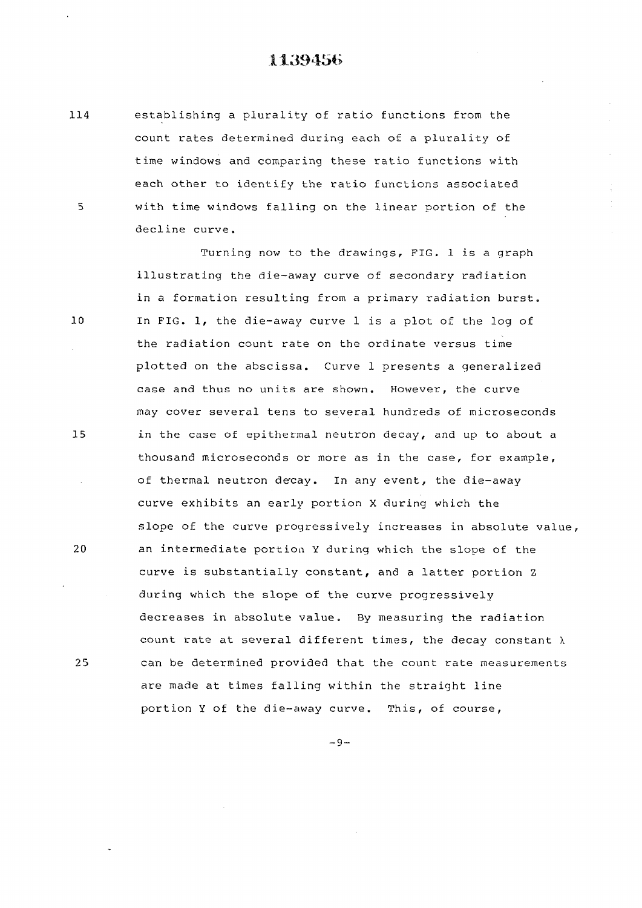establishing a plurality of ratio functions from the count rates determined during each of a plurality of time windows and comparing these ratio functions with each other to identify the ratio functions associated with time windows falling on the linear portion of the decline curve.

Turning now to the drawings, FIG. 1 is a graph illustrating the die-away curve of secondary radiation in a formation resulting from a primary radiation burst. In FIG. 1, the die-away curve 1 is a plot of the log of the radiation count rate on the ordinate versus time plotted on the abscissa. Curve 1 presents a generalized case and thus no units are shown. However, the curve may cover several tens to several hundreds of microseconds in the case of epithermal neutron decay, and up to about a thousand microseconds or more as in the case, for example, of thermal neutron decay. In any event, the die-away curve exhibits an early portion X during which the slope of the curve progressively increases in absolute value, an intermediate portion Y during which the slope of the curve is substantially constant, and a latter portion Z during which the slope of the curve progressively decreases in absolute value. By measuring the radiation count rate at several different times, the decay constant $\lambda$ can be determined provided that the count rate measurements are made at times falling within the straight line portion Y of the die-away curve. This, of course,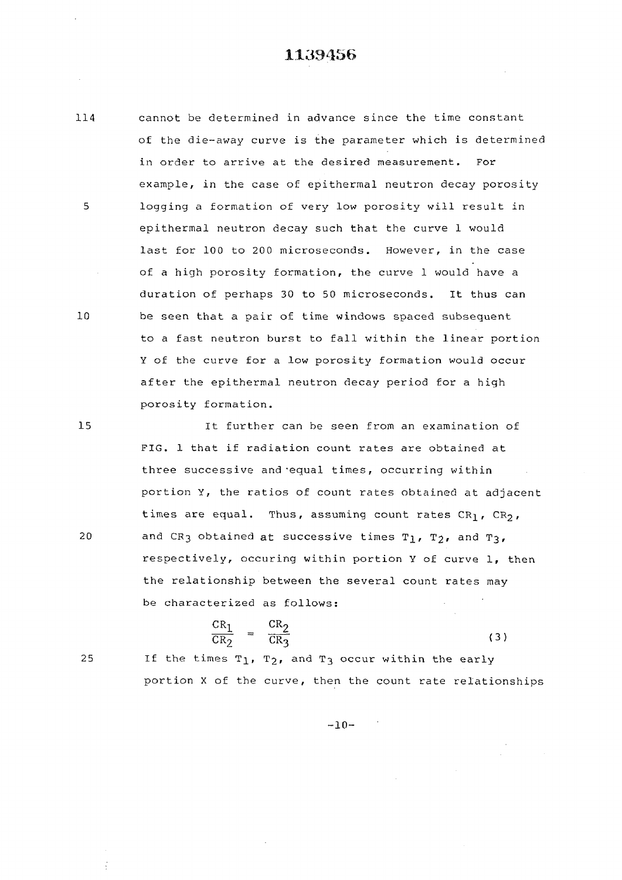cannot be determined in advance since the time constant of the die-away curve is the parameter which is determined in order to arrive at the desired measurement. For example, in the case of epithermal neutron decay porosity logging a formation of very low porosity will result in epithermal neutron decay such that the curve 1 would last for 100 to 200 microseconds. However, in the case of a high porosity formation, the curve 1 would have a duration of perhaps 30 to 50 microseconds. It thus can be seen that a pair of time windows spaced subsequent to a fast neutron burst to fall within the linear portion Y of the curve for a low porosity formation would occur after the epithermal neutron decay period for a high porosity formation.

It further can be seen from an examination of FIG. 1 that if radiation count rates are obtained at three successive and equal times, occurring within portion Y, the ratios of count rates obtained at adjacent times are equal. Thus, assuming count rates $CR_1$, $CR_2$, and $CR_3$ obtained at successive times $T_1$, $T_2$, and $T_3$, respectively, occuring within portion Y of curve 1, then the relationship between the several count rates may be characterized as follows:

$$\frac{CR_1}{CR_2} = \frac{CR_2}{CR_3} \qquad (3)$$

If the times $T_1$, $T_2$, and $T_3$ occur within the early portion X of the curve, then the count rate relationships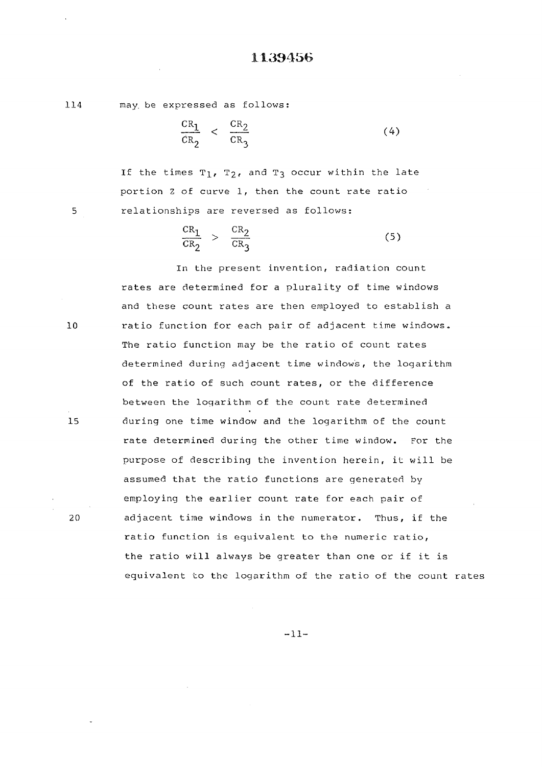may be expressed as follows:

$$\frac{CR_1}{CR_2} < \frac{CR_2}{CR_3} \qquad (4)$$

If the times $T_1$, $T_2$, and $T_3$ occur within the late portion Z of curve 1, then the count rate ratio relationships are reversed as follows:

$$\frac{CR_1}{CR_2} > \frac{CR_2}{CR_3} \qquad (5)$$

In the present invention, radiation count rates are determined for a plurality of time windows and these count rates are then employed to establish a ratio function for each pair of adjacent time windows. The ratio function may be the ratio of count rates determined during adjacent time windows, the logarithm of the ratio of such count rates, or the difference between the logarithm of the count rate determined during one time window and the logarithm of the count rate determined during the other time window. For the purpose of describing the invention herein, it will be assumed that the ratio functions are generated by employing the earlier count rate for each pair of adjacent time windows in the numerator. Thus, if the ratio function is equivalent to the numeric ratio, the ratio will always be greater than one or if it is equivalent to the logarithm of the ratio of the count rates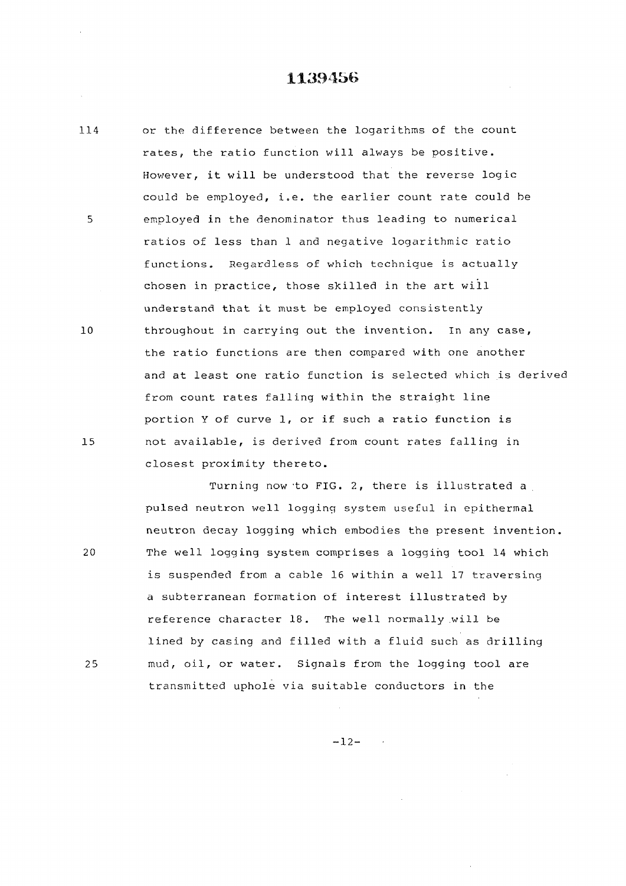or the difference between the logarithms of the count rates, the ratio function will always be positive. However, it will be understood that the reverse logic could be employed, i.e. the earlier count rate could be employed in the denominator thus leading to numerical ratios of less than 1 and negative logarithmic ratio functions. Regardless of which technique is actually chosen in practice, those skilled in the art will understand that it must be employed consistently throughout in carrying out the invention. In any case, the ratio functions are then compared with one another and at least one ratio function is selected which is derived from count rates falling within the straight line portion Y of curve 1, or if such a ratio function is not available, is derived from count rates falling in closest proximity thereto.

Turning now to FIG. 2, there is illustrated a pulsed neutron well logging system useful in epithermal neutron decay logging which embodies the present invention. The well logging system comprises a logging tool 14 which is suspended from a cable 16 within a well 17 traversing a subterranean formation of interest illustrated by reference character 18. The well normally will be lined by casing and filled with a fluid such as drilling mud, oil, or water. Signals from the logging tool are transmitted uphole via suitable conductors in the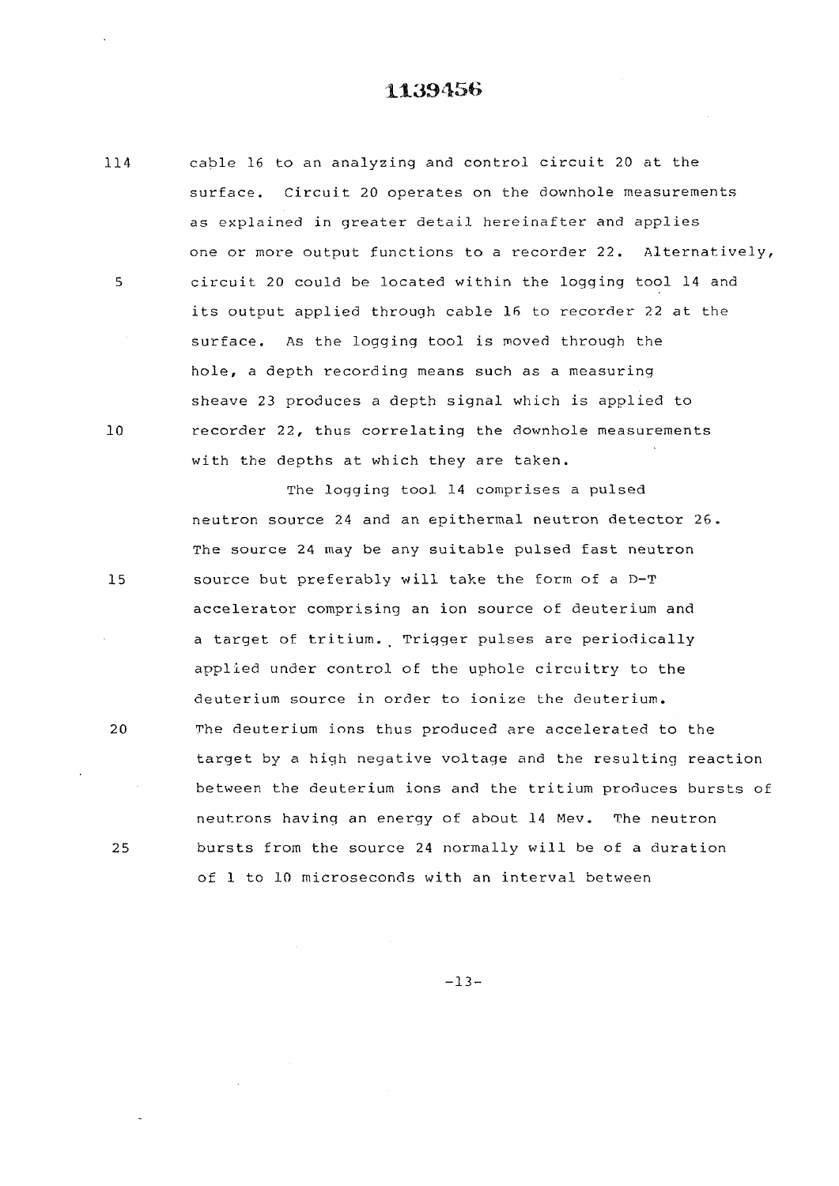cable 16 to an analyzing and control circuit 20 at the surface. Circuit 20 operates on the downhole measurements as explained in greater detail hereinafter and applies one or more output functions to a recorder 22. Alternatively, circuit 20 could be located within the logging tool 14 and its output applied through cable 16 to recorder 22 at the surface. As the logging tool is moved through the hole, a depth recording means such as a measuring sheave 23 produces a depth signal which is applied to recorder 22, thus correlating the downhole measurements with the depths at which they are taken.

The logging tool 14 comprises a pulsed neutron source 24 and an epithermal neutron detector 26. The source 24 may be any suitable pulsed fast neutron source but preferably will take the form of a D-T accelerator comprising an ion source of deuterium and a target of tritium. Trigger pulses are periodically applied under control of the uphole circuitry to the deuterium source in order to ionize the deuterium. The deuterium ions thus produced are accelerated to the target by a high negative voltage and the resulting reaction between the deuterium ions and the tritium produces bursts of neutrons having an energy of about 14 Mev. The neutron bursts from the source 24 normally will be of a duration of 1 to 10 microseconds with an interval between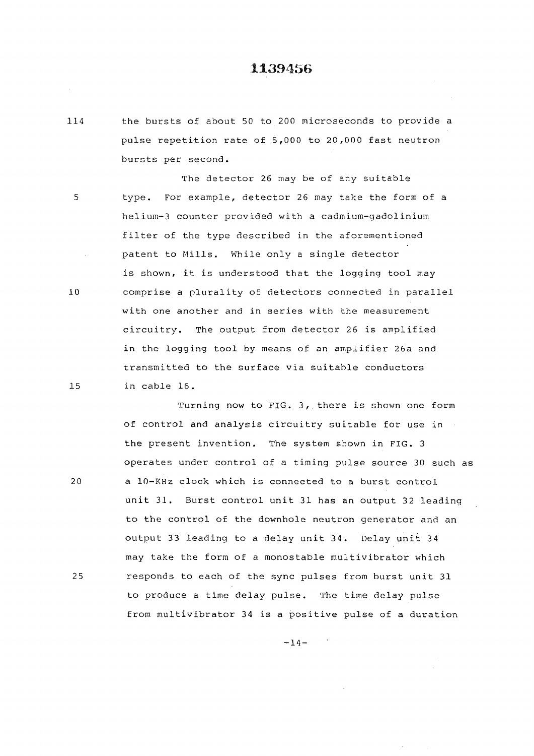the bursts of about 50 to 200 microseconds to provide a pulse repetition rate of 5,000 to 20,000 fast neutron bursts per second.

The detector 26 may be of any suitable type. For example, detector 26 may take the form of a helium-3 counter provided with a cadmium-gadolinium filter of the type described in the aforementioned patent to Mills. While only a single detector is shown, it is understood that the logging tool may comprise a plurality of detectors connected in parallel with one another and in series with the measurement circuitry. The output from detector 26 is amplified in the logging tool by means of an amplifier 26a and transmitted to the surface via suitable conductors in cable 16.

Turning now to FIG. 3, there is shown one form of control and analysis circuitry suitable for use in the present invention. The system shown in FIG. 3 operates under control of a timing pulse source 30 such as a 10-KHz clock which is connected to a burst control unit 31. Burst control unit 31 has an output 32 leading to the control of the downhole neutron generator and an output 33 leading to a delay unit 34. Delay unit 34 may take the form of a monostable multivibrator which responds to each of the sync pulses from burst unit 31 to produce a time delay pulse. The time delay pulse from multivibrator 34 is a positive pulse of a duration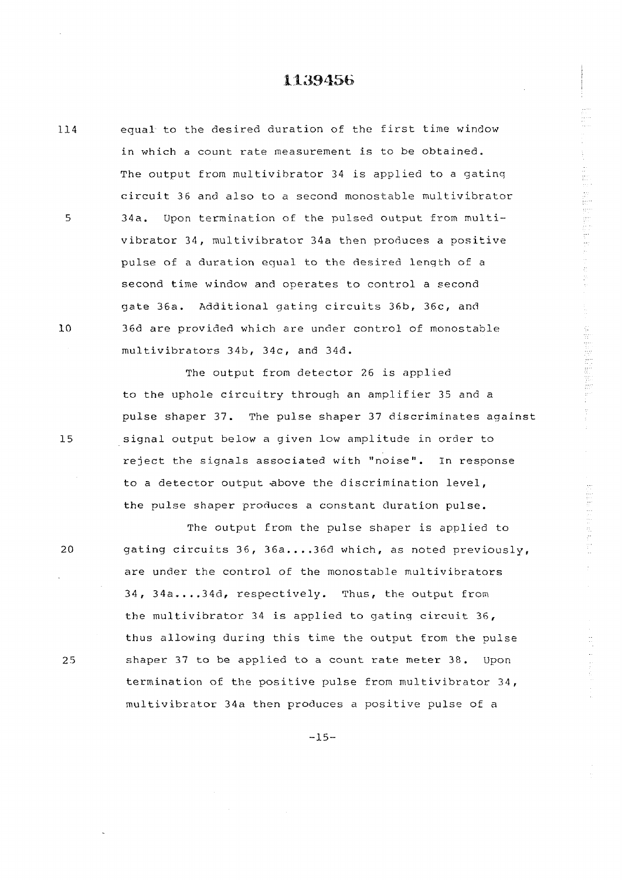equal to the desired duration of the first time window in which a count rate measurement is to be obtained. The output from multivibrator 34 is applied to a gating circuit 36 and also to a second monostable multivibrator 34a. Upon termination of the pulsed output from multivibrator 34, multivibrator 34a then produces a positive pulse of a duration equal to the desired length of a second time window and operates to control a second gate 36a. Additional gating circuits 36b, 36c, and 36d are provided which are under control of monostable multivibrators 34b, 34c, and 34d.

The output from detector 26 is applied to the uphole circuitry through an amplifier 35 and a pulse shaper 37. The pulse shaper 37 discriminates against signal output below a given low amplitude in order to reject the signals associated with "noise". In response to a detector output above the discrimination level, the pulse shaper produces a constant duration pulse.

The output from the pulse shaper is applied to gating circuits 36, 36a....36d which, as noted previously, are under the control of the monostable multivibrators 34, 34a....34d, respectively. Thus, the output from the multivibrator 34 is applied to gating circuit 36, thus allowing during this time the output from the pulse shaper 37 to be applied to a count rate meter 38. Upon termination of the positive pulse from multivibrator 34, multivibrator 34a then produces a positive pulse of a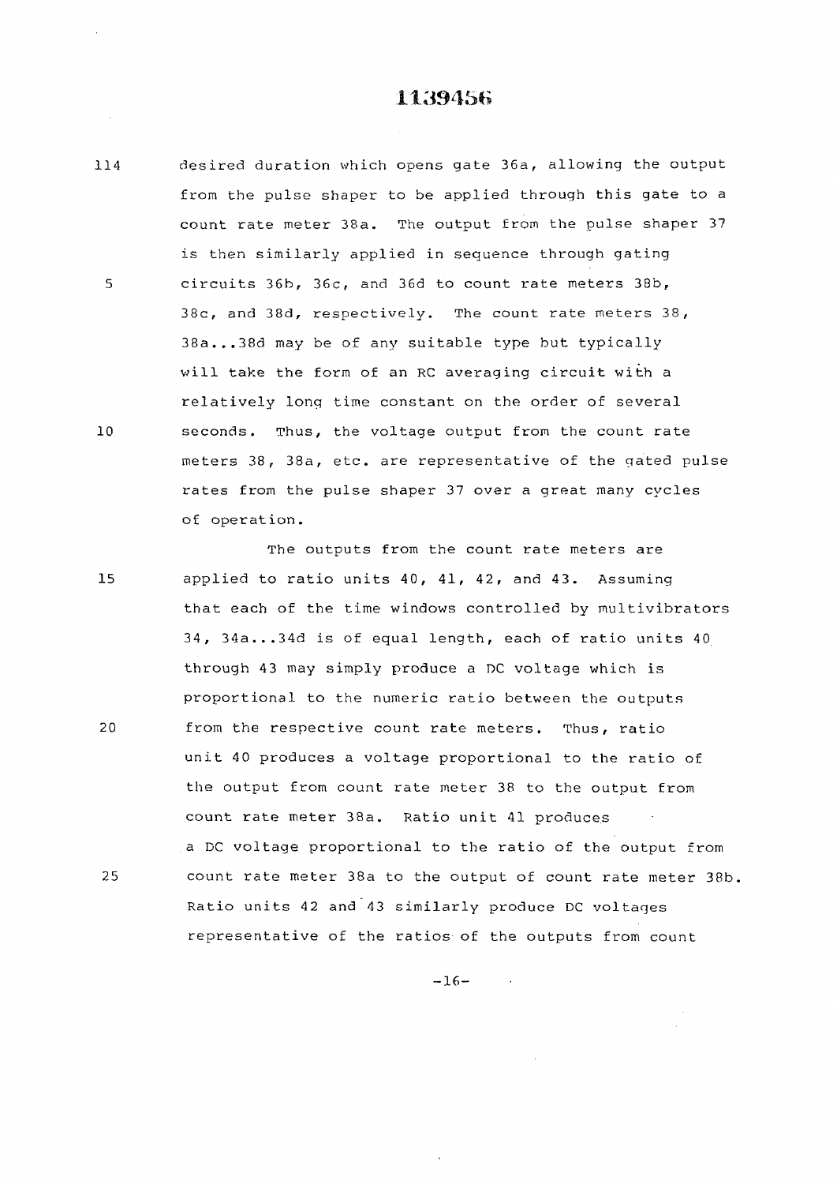desired duration which opens gate 36a, allowing the output from the pulse shaper to be applied through this gate to a count rate meter 38a. The output from the pulse shaper 37 is then similarly applied in sequence through gating circuits 36b, 36c, and 36d to count rate meters 38b, 38c, and 38d, respectively. The count rate meters 38, 38a...38d may be of any suitable type but typically will take the form of an RC averaging circuit with a relatively long time constant on the order of several seconds. Thus, the voltage output from the count rate meters 38, 38a, etc. are representative of the gated pulse rates from the pulse shaper 37 over a great many cycles of operation.

The outputs from the count rate meters are applied to ratio units 40, 41, 42, and 43. Assuming that each of the time windows controlled by multivibrators 34, 34a...34d is of equal length, each of ratio units 40 through 43 may simply produce a DC voltage which is proportional to the numeric ratio between the outputs from the respective count rate meters. Thus, ratio unit 40 produces a voltage proportional to the ratio of the output from count rate meter 38 to the output from count rate meter 38a. Ratio unit 41 produces a DC voltage proportional to the ratio of the output from count rate meter 38a to the output of count rate meter 38b. Ratio units 42 and 43 similarly produce DC voltages representative of the ratios of the outputs from count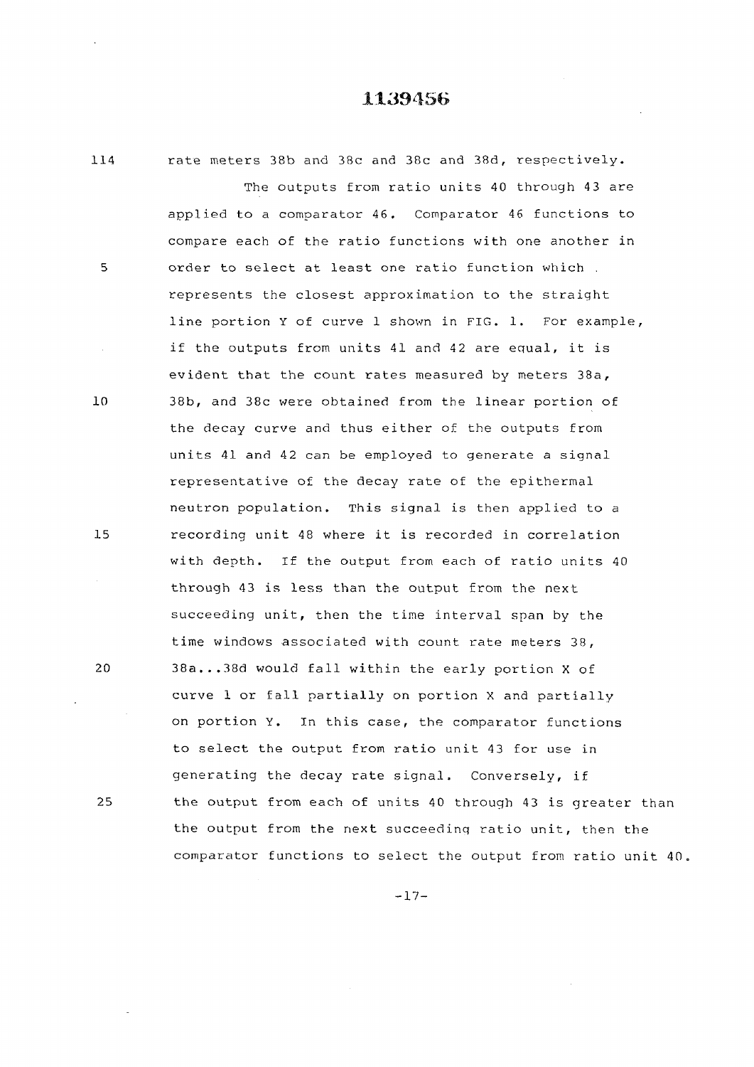rate meters 38b and 38c and 38c and 38d, respectively.

The outputs from ratio units 40 through 43 are applied to a comparator 46. Comparator 46 functions to compare each of the ratio functions with one another in order to select at least one ratio function which represents the closest approximation to the straight line portion Y of curve 1 shown in FIG. 1. For example, if the outputs from units 41 and 42 are equal, it is evident that the count rates measured by meters 38a, 38b, and 38c were obtained from the linear portion of the decay curve and thus either of the outputs from units 41 and 42 can be employed to generate a signal representative of the decay rate of the epithermal neutron population. This signal is then applied to a recording unit 48 where it is recorded in correlation with depth. If the output from each of ratio units 40 through 43 is less than the output from the next succeeding unit, then the time interval span by the time windows associated with count rate meters 38, 38a...38d would fall within the early portion X of curve 1 or fall partially on portion X and partially on portion Y. In this case, the comparator functions to select the output from ratio unit 43 for use in generating the decay rate signal. Conversely, if the output from each of units 40 through 43 is greater than the output from the next succeeding ratio unit, then the comparator functions to select the output from ratio unit 40.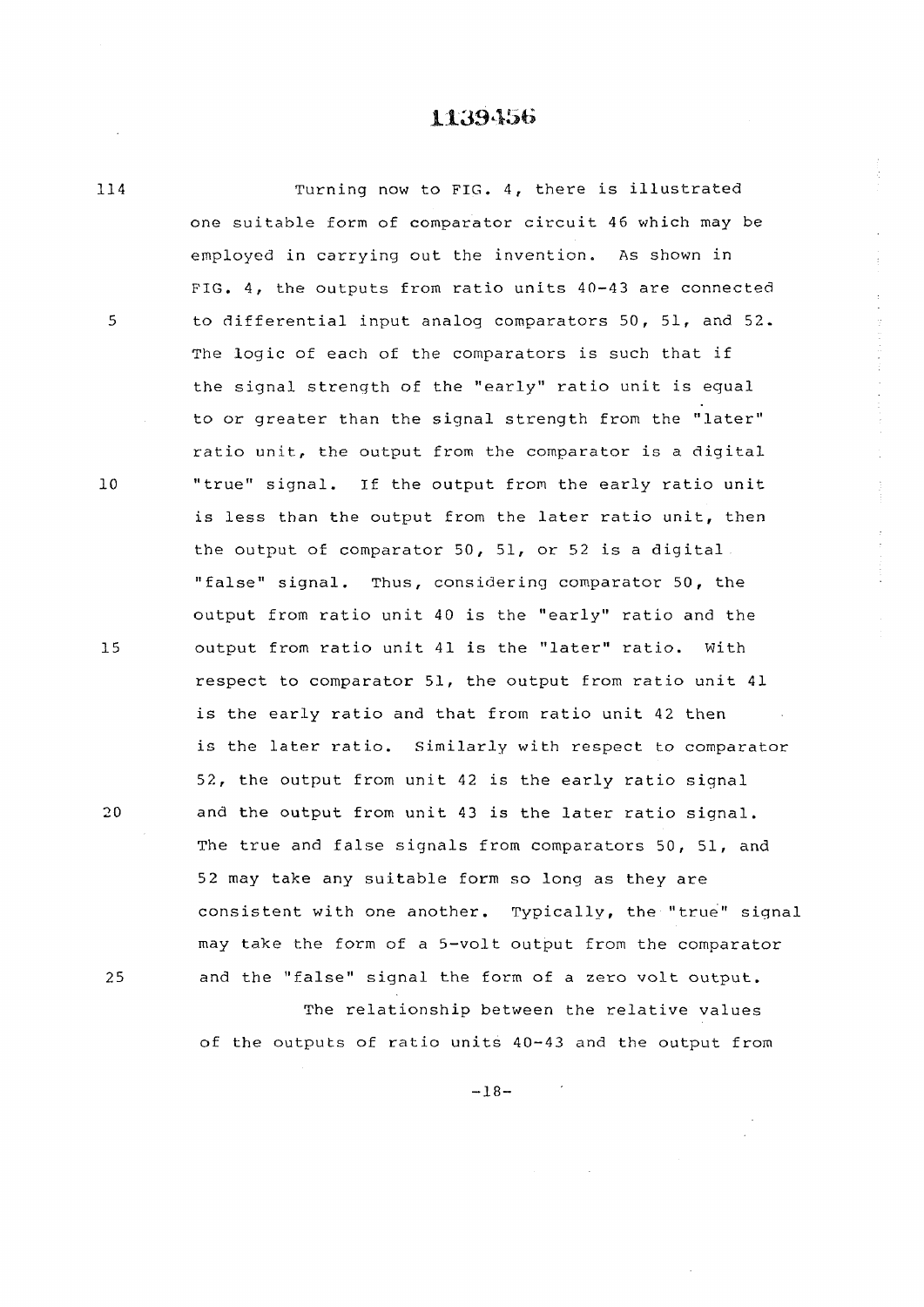Turning now to FIG. 4, there is illustrated one suitable form of comparator circuit 46 which may be employed in carrying out the invention. As shown in FIG. 4, the outputs from ratio units 40-43 are connected to differential input analog comparators 50, 51, and 52. The logic of each of the comparators is such that if the signal strength of the "early" ratio unit is equal to or greater than the signal strength from the "later" ratio unit, the output from the comparator is a digital "true" signal. If the output from the early ratio unit is less than the output from the later ratio unit, then the output of comparator 50, 51, or 52 is a digital "false" signal. Thus, considering comparator 50, the output from ratio unit 40 is the "early" ratio and the output from ratio unit 41 is the "later" ratio. With respect to comparator 51, the output from ratio unit 41 is the early ratio and that from ratio unit 42 then is the later ratio. Similarly with respect to comparator 52, the output from unit 42 is the early ratio signal and the output from unit 43 is the later ratio signal. The true and false signals from comparators 50, 51, and 52 may take any suitable form so long as they are consistent with one another. Typically, the "true" signal may take the form of a 5-volt output from the comparator and the "false" signal the form of a zero volt output.

The relationship between the relative values of the outputs of ratio units 40-43 and the output from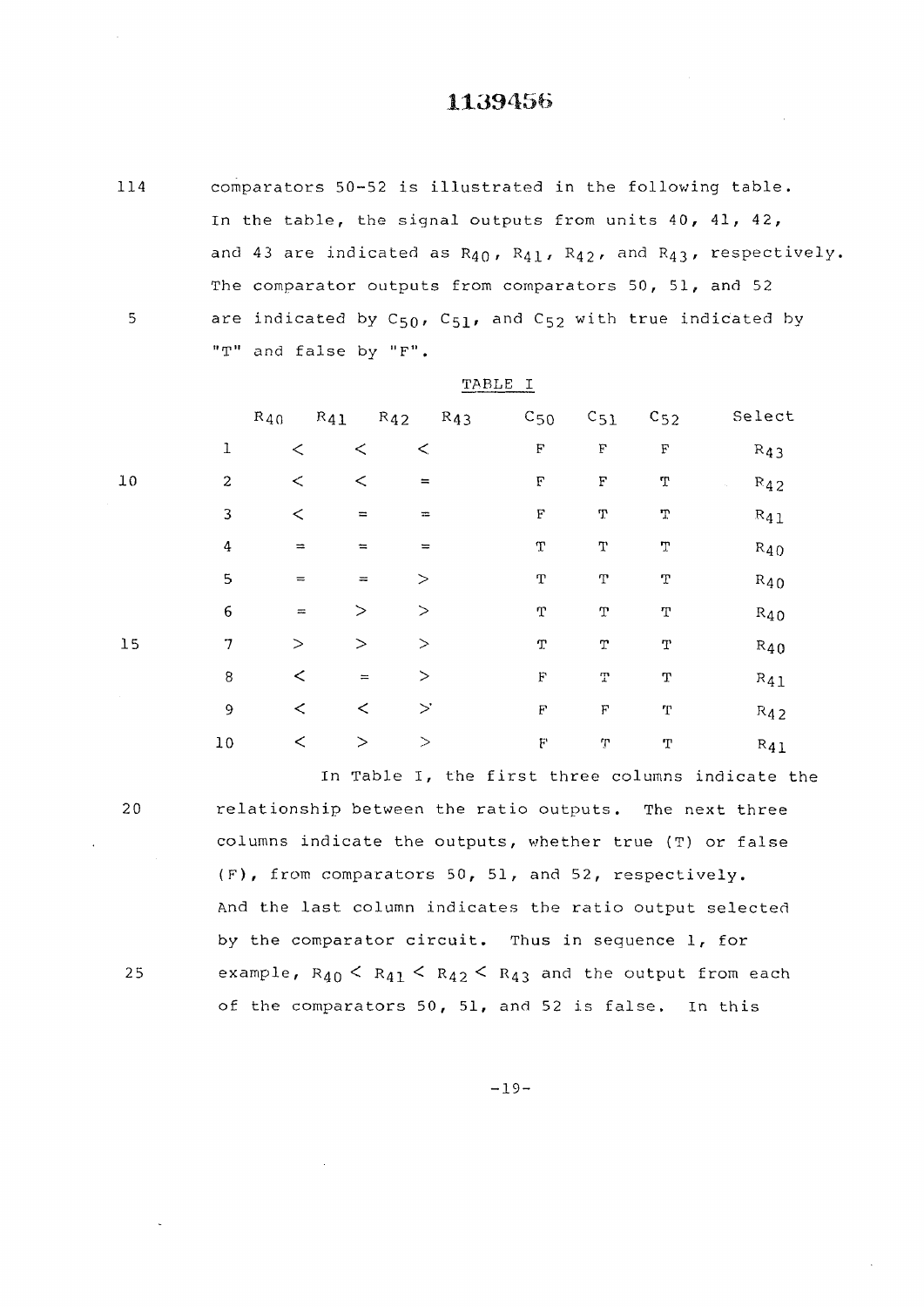comparators 50-52 is illustrated in the following table. In the table, the signal outputs from units 40, 41, 42, and 43 are indicated as $R_{40}$, $R_{41}$, $R_{42}$, and $R_{43}$, respectively. The comparator outputs from comparators 50, 51, and 52 are indicated by $C_{50}$, $C_{51}$, and $C_{52}$ with true indicated by "T" and false by "F".

TABLE I

| | $R_{40}$ | $R_{41}$ | $R_{42}$ | $R_{43}$ | $C_{50}$ | $C_{51}$ | $C_{52}$ | Select |
|---|---|---|---|---|---|---|---|---|
| 1 | < | < | < | | F | F | F | $R_{43}$ |
| 2 | < | < | = | | F | F | T | $R_{42}$ |
| 3 | < | = | = | | F | T | T | $R_{41}$ |
| 4 | = | = | = | | T | T | T | $R_{40}$ |
| 5 | = | = | > | | T | T | T | $R_{40}$ |
| 6 | = | > | > | | T | T | T | $R_{40}$ |
| 7 | > | > | > | | T | T | T | $R_{40}$ |
| 8 | < | = | > | | F | T | T | $R_{41}$ |
| 9 | < | < | > | | F | F | T | $R_{42}$ |
| 10 | < | > | > | | F | T | T | $R_{41}$ |

In Table I, the first three columns indicate the relationship between the ratio outputs. The next three columns indicate the outputs, whether true (T) or false (F), from comparators 50, 51, and 52, respectively. And the last column indicates the ratio output selected by the comparator circuit. Thus in sequence 1, for example, $R_{40} < R_{41} < R_{42} < R_{43}$ and the output from each of the comparators 50, 51, and 52 is false. In this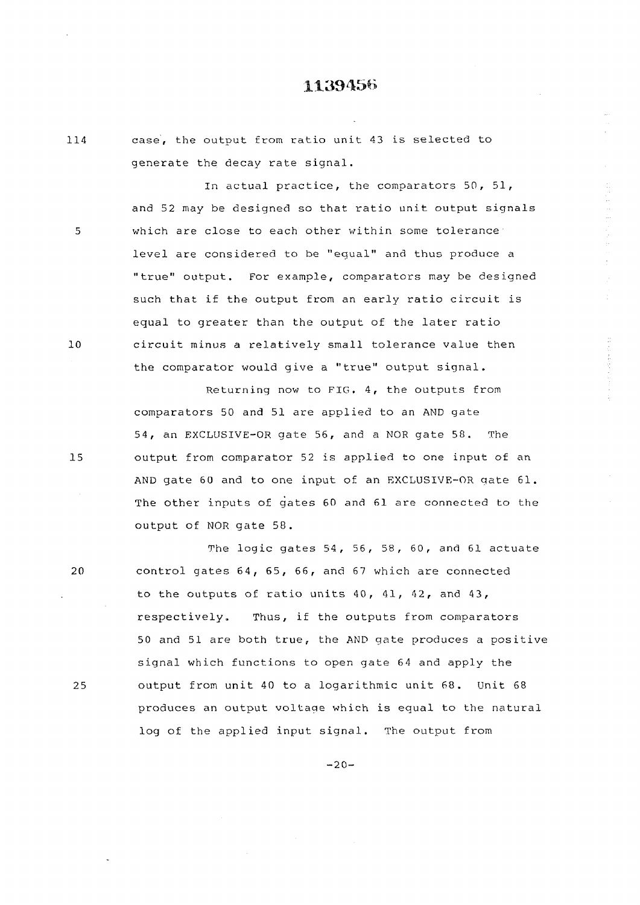case, the output from ratio unit 43 is selected to generate the decay rate signal.

In actual practice, the comparators 50, 51, and 52 may be designed so that ratio unit output signals which are close to each other within some tolerance level are considered to be "equal" and thus produce a "true" output. For example, comparators may be designed such that if the output from an early ratio circuit is equal to greater than the output of the later ratio circuit minus a relatively small tolerance value then the comparator would give a "true" output signal.

Returning now to FIG. 4, the outputs from comparators 50 and 51 are applied to an AND gate 54, an EXCLUSIVE-OR gate 56, and a NOR gate 58. The output from comparator 52 is applied to one input of an AND gate 60 and to one input of an EXCLUSIVE-OR gate 61. The other inputs of gates 60 and 61 are connected to the output of NOR gate 58.

The logic gates 54, 56, 58, 60, and 61 actuate control gates 64, 65, 66, and 67 which are connected to the outputs of ratio units 40, 41, 42, and 43, respectively. Thus, if the outputs from comparators 50 and 51 are both true, the AND gate produces a positive signal which functions to open gate 64 and apply the output from unit 40 to a logarithmic unit 68. Unit 68 produces an output voltage which is equal to the natural log of the applied input signal. The output from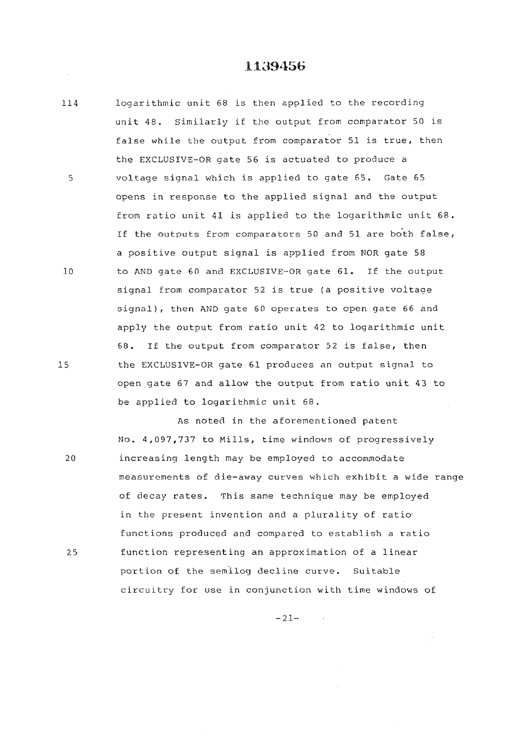logarithmic unit 68 is then applied to the recording unit 48. Similarly if the output from comparator 50 is false while the output from comparator 51 is true, then the EXCLUSIVE-OR gate 56 is actuated to produce a voltage signal which is applied to gate 65. Gate 65 opens in response to the applied signal and the output from ratio unit 41 is applied to the logarithmic unit 68. If the outputs from comparators 50 and 51 are both false, a positive output signal is applied from NOR gate 58 to AND gate 60 and EXCLUSIVE-OR gate 61. If the output signal from comparator 52 is true (a positive voltage signal), then AND gate 60 operates to open gate 66 and apply the output from ratio unit 42 to logarithmic unit 68. If the output from comparator 52 is false, then the EXCLUSIVE-OR gate 61 produces an output signal to open gate 67 and allow the output from ratio unit 43 to be applied to logarithmic unit 68.

As noted in the aforementioned patent No. 4,097,737 to Mills, time windows of progressively increasing length may be employed to accommodate measurements of die-away curves which exhibit a wide range of decay rates. This same technique may be employed in the present invention and a plurality of ratio functions produced and compared to establish a ratio function representing an approximation of a linear portion of the semilog decline curve. Suitable circuitry for use in conjunction with time windows of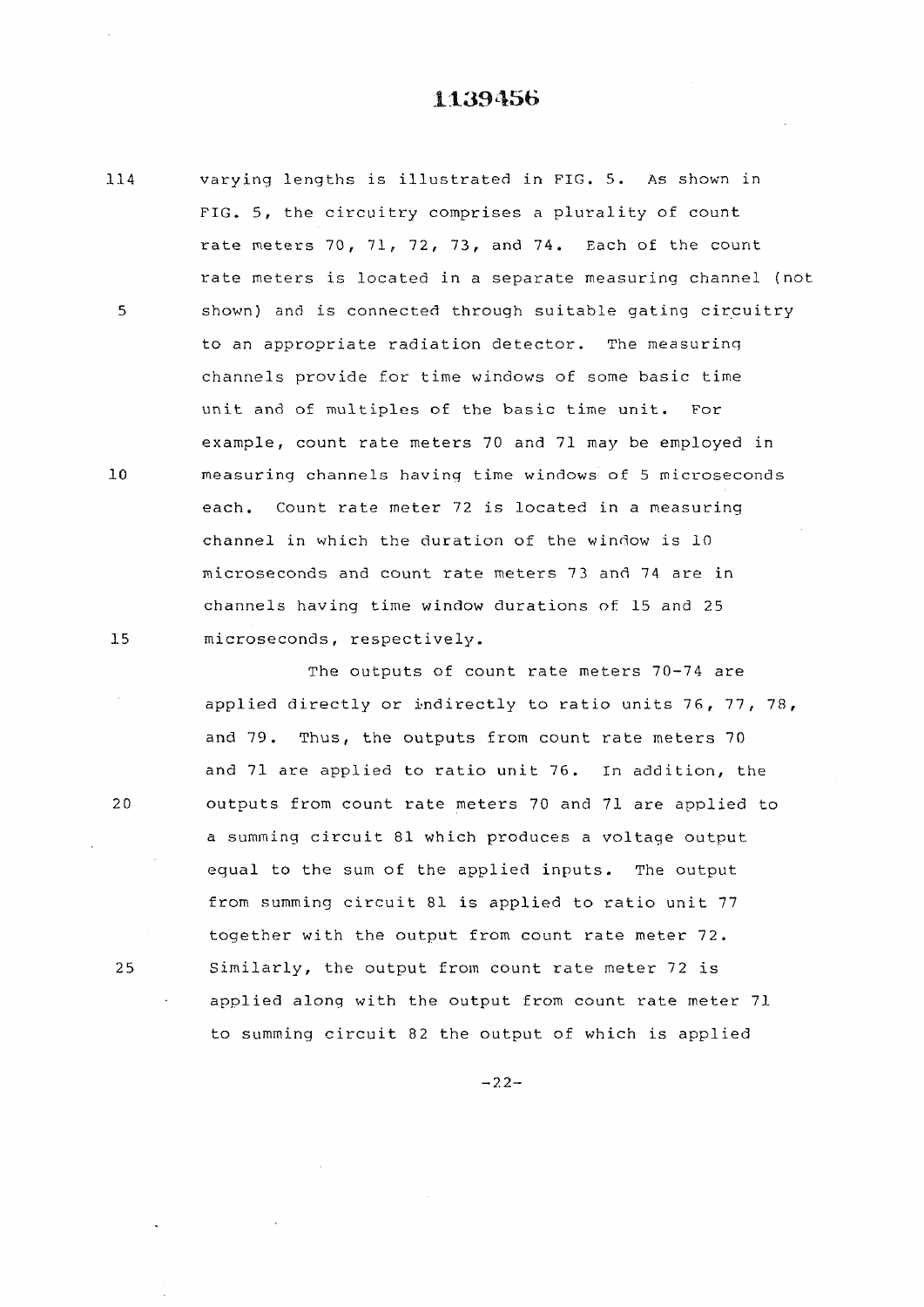varying lengths is illustrated in FIG. 5. As shown in FIG. 5, the circuitry comprises a plurality of count rate meters 70, 71, 72, 73, and 74. Each of the count rate meters is located in a separate measuring channel (not shown) and is connected through suitable gating circuitry to an appropriate radiation detector. The measuring channels provide for time windows of some basic time unit and of multiples of the basic time unit. For example, count rate meters 70 and 71 may be employed in measuring channels having time windows of 5 microseconds each. Count rate meter 72 is located in a measuring channel in which the duration of the window is 10 microseconds and count rate meters 73 and 74 are in channels having time window durations of 15 and 25 microseconds, respectively.

The outputs of count rate meters 70-74 are applied directly or indirectly to ratio units 76, 77, 78, and 79. Thus, the outputs from count rate meters 70 and 71 are applied to ratio unit 76. In addition, the outputs from count rate meters 70 and 71 are applied to a summing circuit 81 which produces a voltage output equal to the sum of the applied inputs. The output from summing circuit 81 is applied to ratio unit 77 together with the output from count rate meter 72. Similarly, the output from count rate meter 72 is applied along with the output from count rate meter 71 to summing circuit 82 the output of which is applied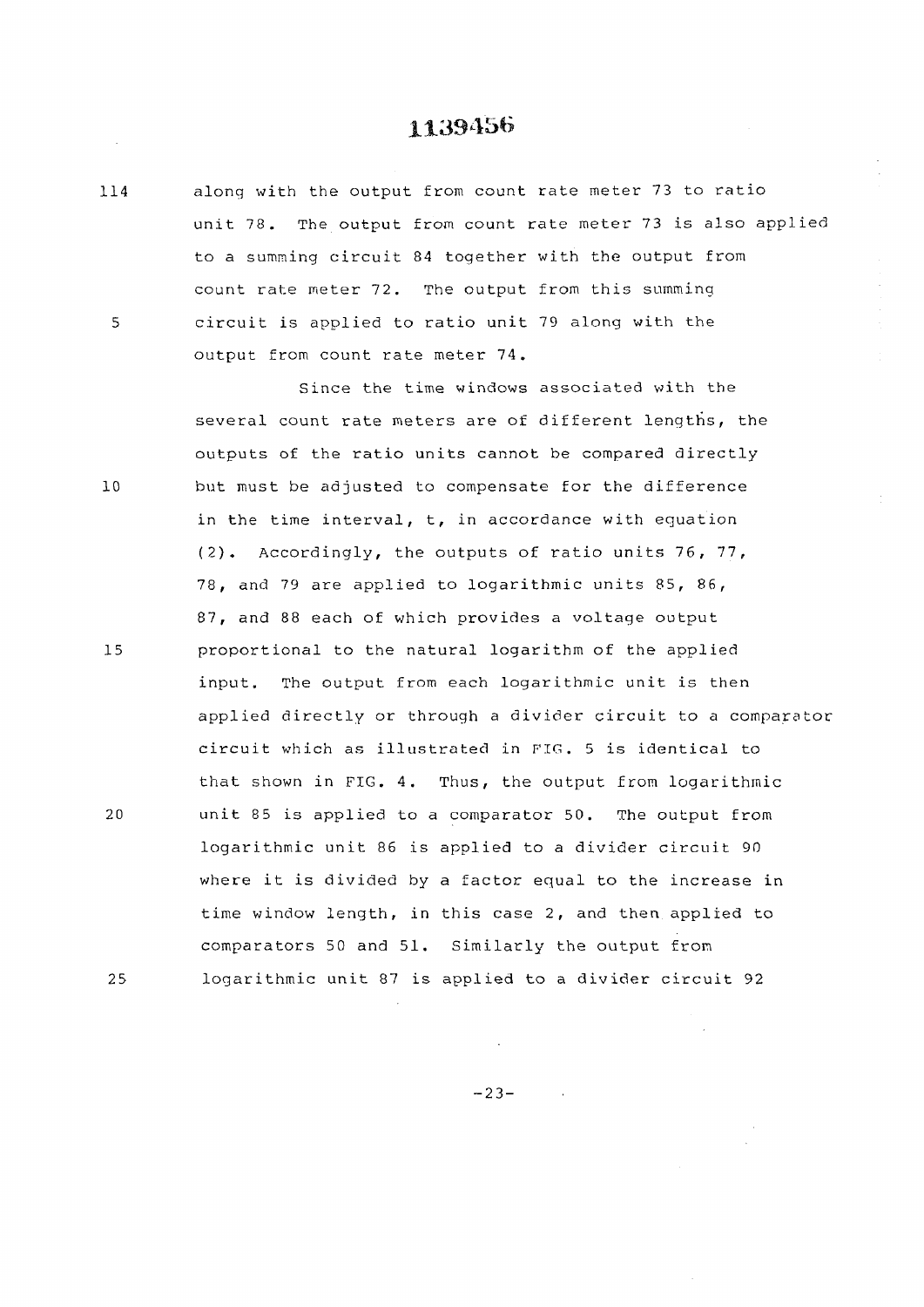along with the output from count rate meter 73 to ratio unit 78. The output from count rate meter 73 is also applied to a summing circuit 84 together with the output from count rate meter 72. The output from this summing circuit is applied to ratio unit 79 along with the output from count rate meter 74.

Since the time windows associated with the several count rate meters are of different lengths, the outputs of the ratio units cannot be compared directly but must be adjusted to compensate for the difference in the time interval, t, in accordance with equation (2). Accordingly, the outputs of ratio units 76, 77, 78, and 79 are applied to logarithmic units 85, 86, 87, and 88 each of which provides a voltage output proportional to the natural logarithm of the applied input. The output from each logarithmic unit is then applied directly or through a divider circuit to a comparator circuit which as illustrated in FIG. 5 is identical to that shown in FIG. 4. Thus, the output from logarithmic unit 85 is applied to a comparator 50. The output from logarithmic unit 86 is applied to a divider circuit 90 where it is divided by a factor equal to the increase in time window length, in this case 2, and then applied to comparators 50 and 51. Similarly the output from logarithmic unit 87 is applied to a divider circuit 92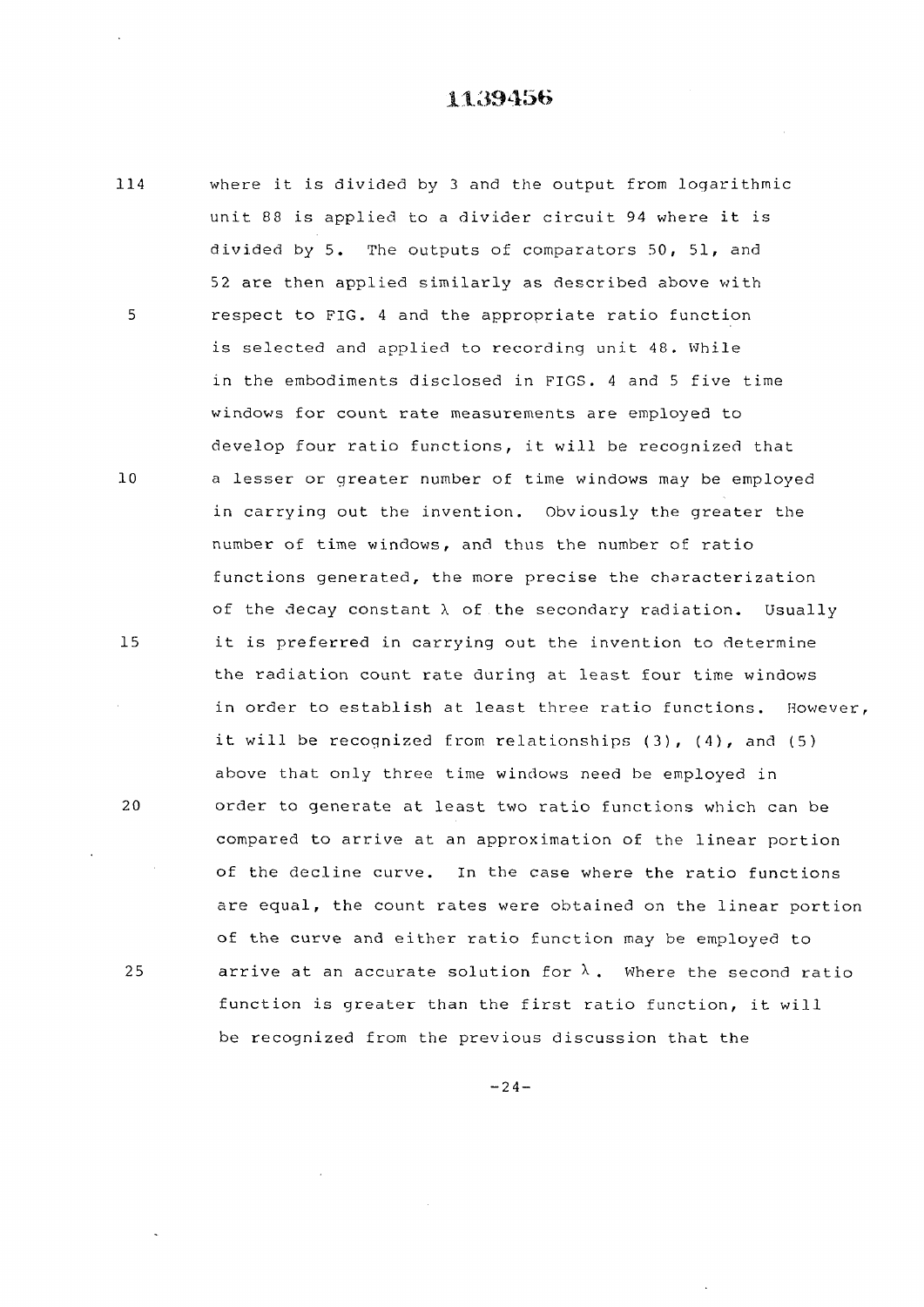where it is divided by 3 and the output from logarithmic unit 88 is applied to a divider circuit 94 where it is divided by 5. The outputs of comparators 50, 51, and 52 are then applied similarly as described above with respect to FIG. 4 and the appropriate ratio function is selected and applied to recording unit 48. While in the embodiments disclosed in FIGS. 4 and 5 five time windows for count rate measurements are employed to develop four ratio functions, it will be recognized that a lesser or greater number of time windows may be employed in carrying out the invention. Obviously the greater the number of time windows, and thus the number of ratio functions generated, the more precise the characterization of the decay constant $\lambda$ of the secondary radiation. Usually it is preferred in carrying out the invention to determine the radiation count rate during at least four time windows in order to establish at least three ratio functions. However, it will be recognized from relationships (3), (4), and (5) above that only three time windows need be employed in order to generate at least two ratio functions which can be compared to arrive at an approximation of the linear portion of the decline curve. In the case where the ratio functions are equal, the count rates were obtained on the linear portion of the curve and either ratio function may be employed to arrive at an accurate solution for $\lambda$. Where the second ratio function is greater than the first ratio function, it will be recognized from the previous discussion that the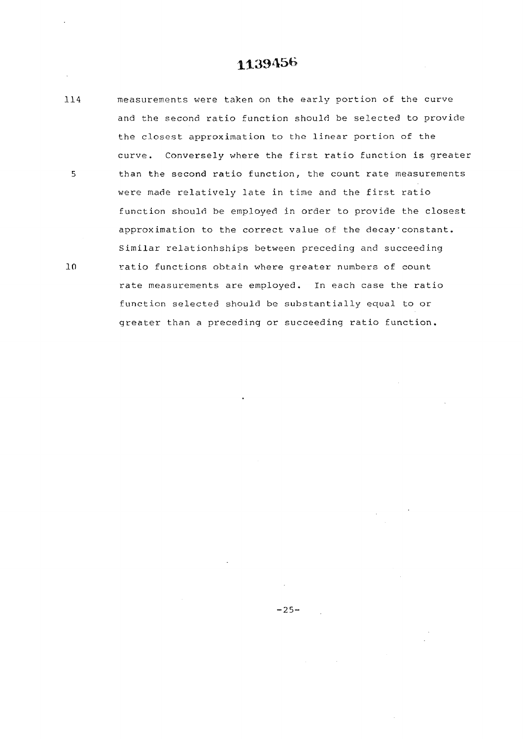measurements were taken on the early portion of the curve and the second ratio function should be selected to provide the closest approximation to the linear portion of the curve. Conversely where the first ratio function is greater than the second ratio function, the count rate measurements were made relatively late in time and the first ratio function should be employed in order to provide the closest approximation to the correct value of the decay constant. Similar relationhships between preceding and succeeding ratio functions obtain where greater numbers of count rate measurements are employed. In each case the ratio function selected should be substantially equal to or greater than a preceding or succeeding ratio function.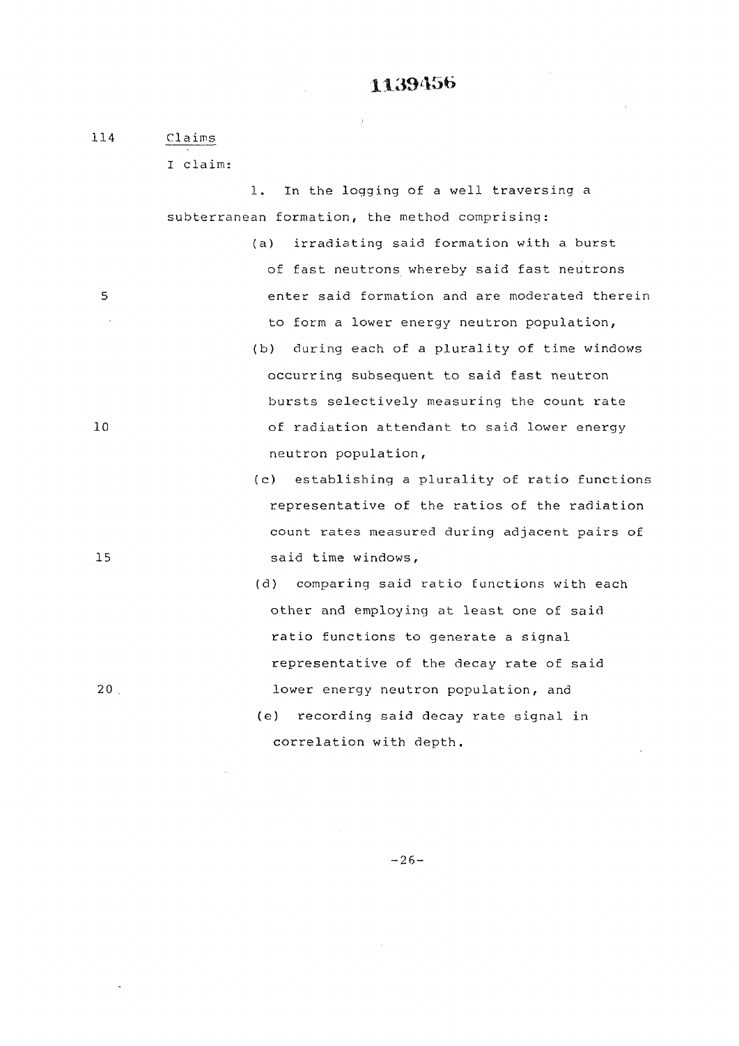## Claims

I claim:

1. In the logging of a well traversing a subterranean formation, the method comprising:

   (a) irradiating said formation with a burst of fast neutrons whereby said fast neutrons enter said formation and are moderated therein to form a lower energy neutron population,

   (b) during each of a plurality of time windows occurring subsequent to said fast neutron bursts selectively measuring the count rate of radiation attendant to said lower energy neutron population,

   (c) establishing a plurality of ratio functions representative of the ratios of the radiation count rates measured during adjacent pairs of said time windows,

   (d) comparing said ratio functions with each other and employing at least one of said ratio functions to generate a signal representative of the decay rate of said lower energy neutron population, and

   (e) recording said decay rate signal in correlation with depth.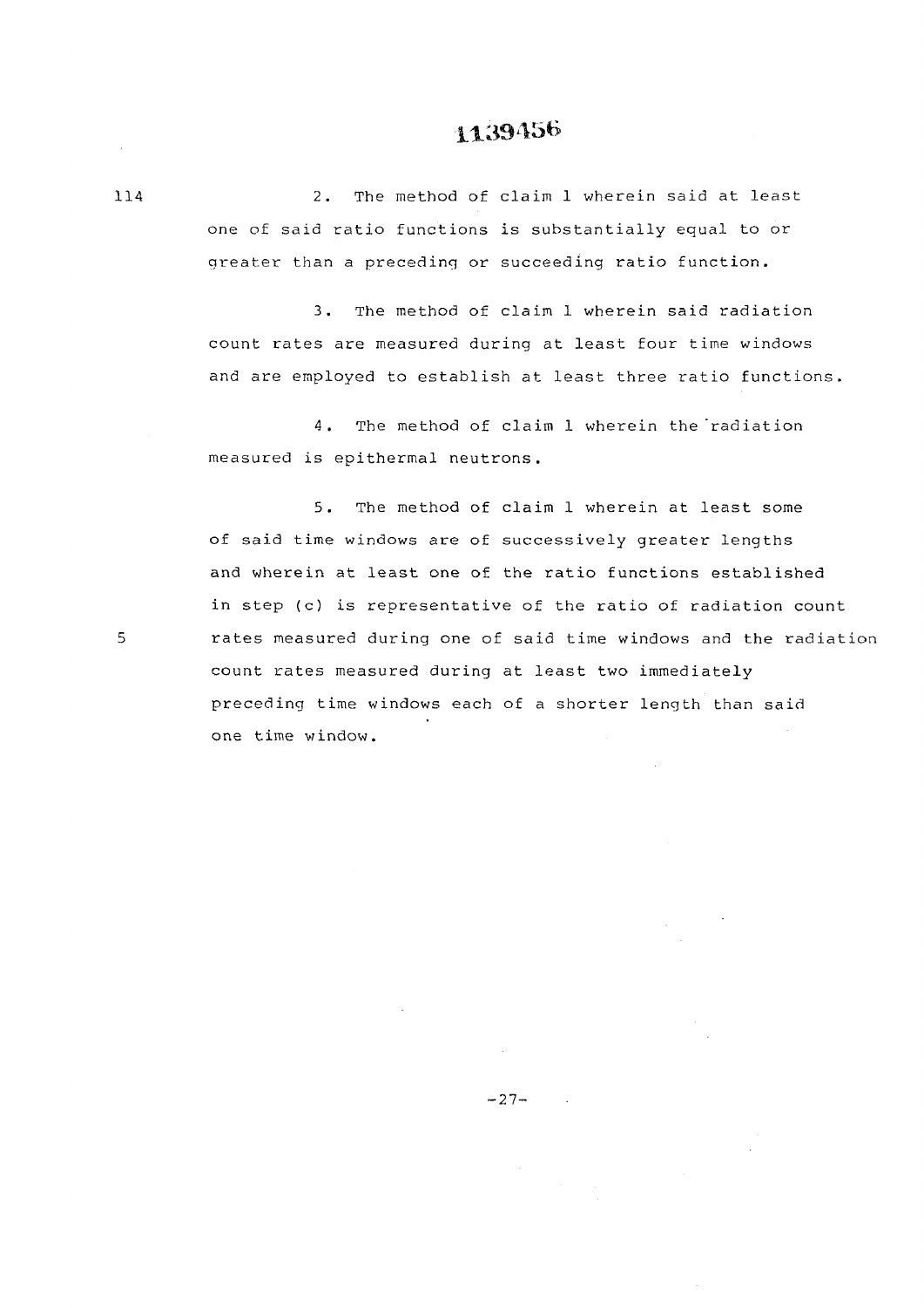2. The method of claim 1 wherein said at least one of said ratio functions is substantially equal to or greater than a preceding or succeeding ratio function.

3. The method of claim 1 wherein said radiation count rates are measured during at least four time windows and are employed to establish at least three ratio functions.

4. The method of claim 1 wherein the radiation measured is epithermal neutrons.

5. The method of claim 1 wherein at least some of said time windows are of successively greater lengths and wherein at least one of the ratio functions established in step (c) is representative of the ratio of radiation count rates measured during one of said time windows and the radiation count rates measured during at least two immediately preceding time windows each of a shorter length than said one time window.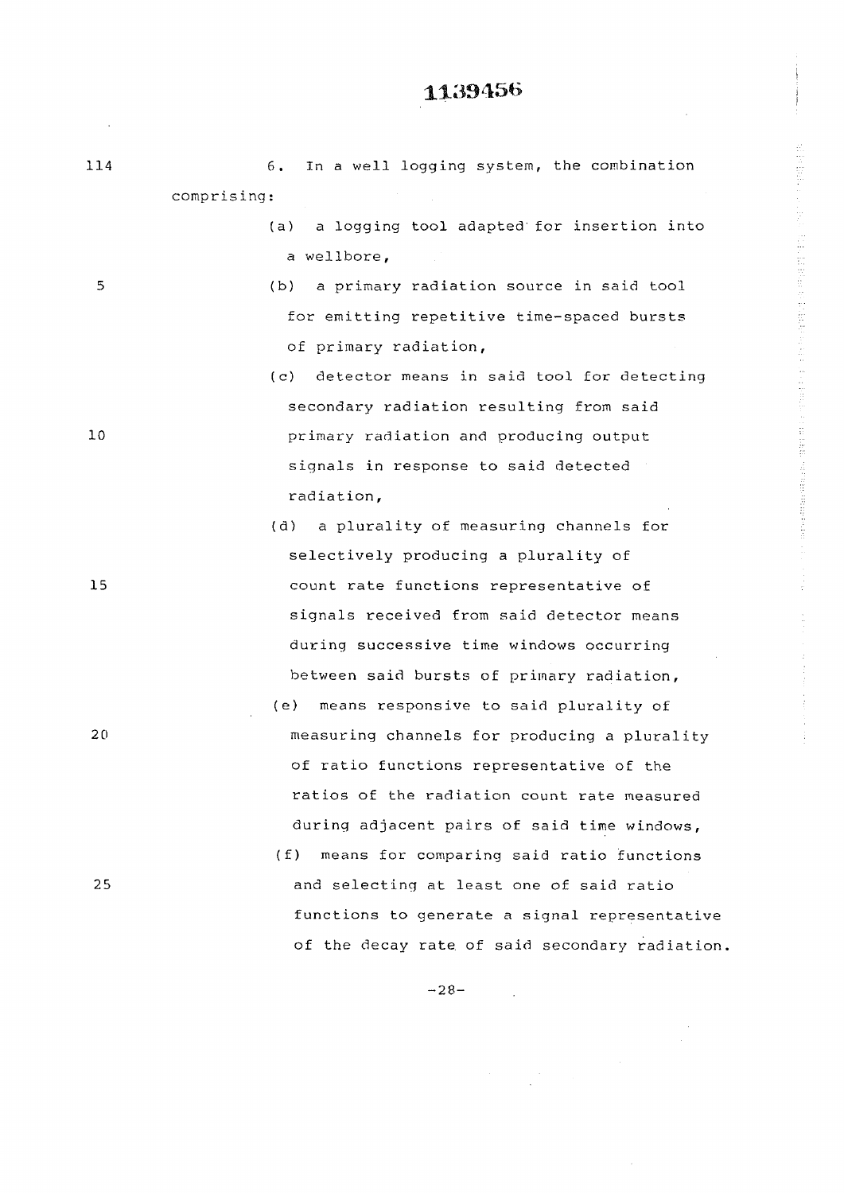6. In a well logging system, the combination comprising:

(a) a logging tool adapted for insertion into a wellbore,

(b) a primary radiation source in said tool for emitting repetitive time-spaced bursts of primary radiation,

(c) detector means in said tool for detecting secondary radiation resulting from said primary radiation and producing output signals in response to said detected radiation,

(d) a plurality of measuring channels for selectively producing a plurality of count rate functions representative of signals received from said detector means during successive time windows occurring between said bursts of primary radiation,

(e) means responsive to said plurality of measuring channels for producing a plurality of ratio functions representative of the ratios of the radiation count rate measured during adjacent pairs of said time windows,

(f) means for comparing said ratio functions and selecting at least one of said ratio functions to generate a signal representative of the decay rate of said secondary radiation.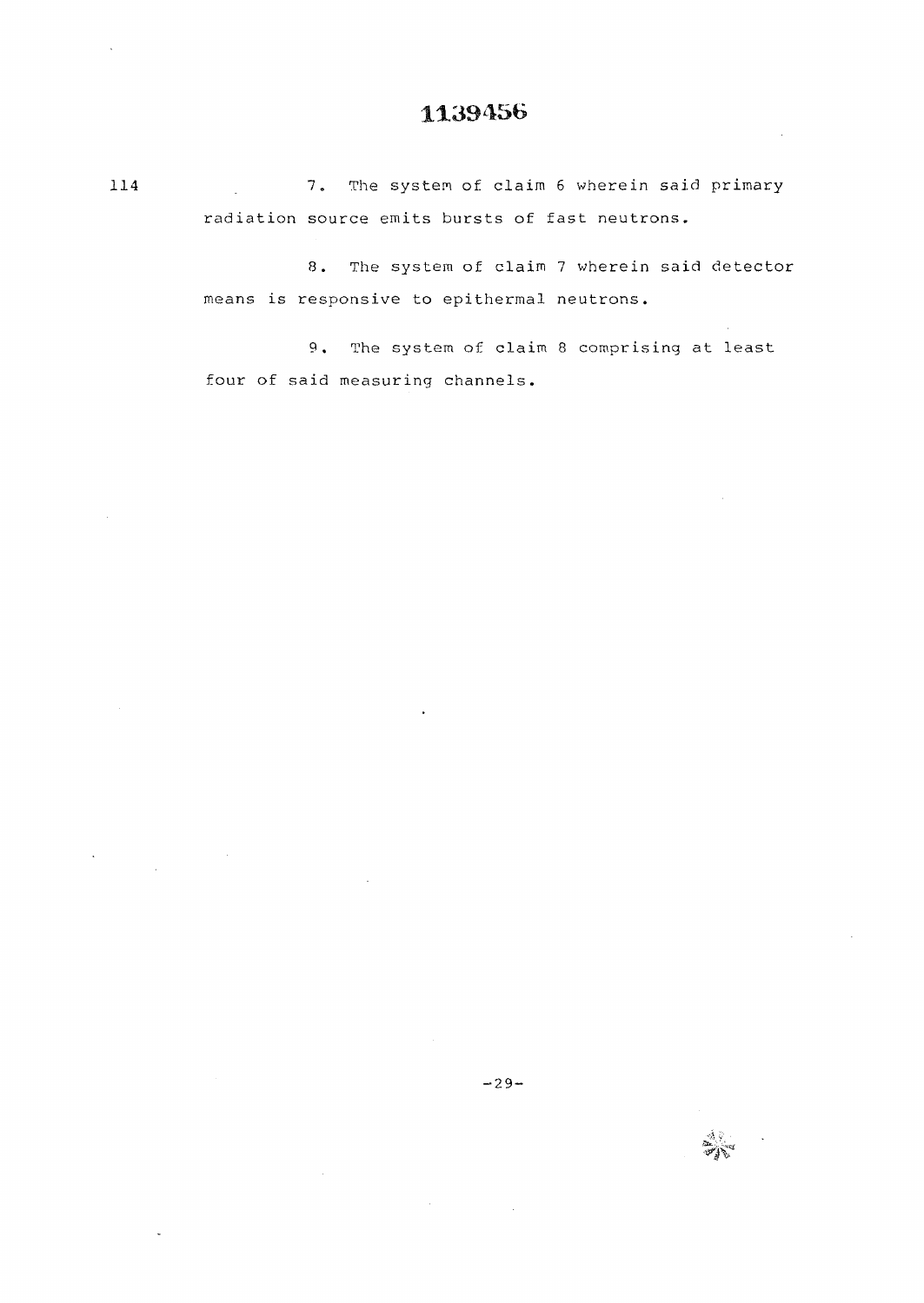7. The system of claim 6 wherein said primary radiation source emits bursts of fast neutrons.

8. The system of claim 7 wherein said detector means is responsive to epithermal neutrons.

9. The system of claim 8 comprising at least four of said measuring channels.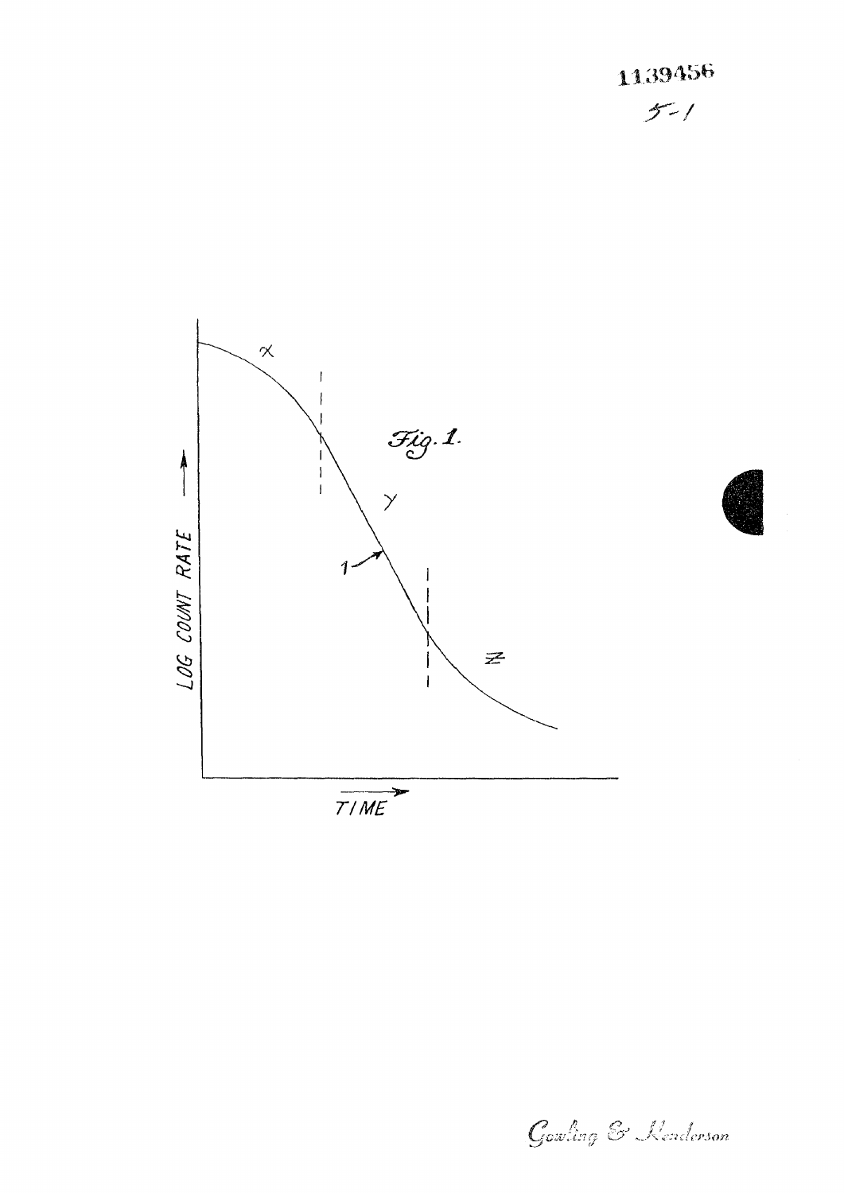1139456

5-1

Fig. 1.

LOG COUNT RATE

TIME

x

y

z

1

Gowling & Henderson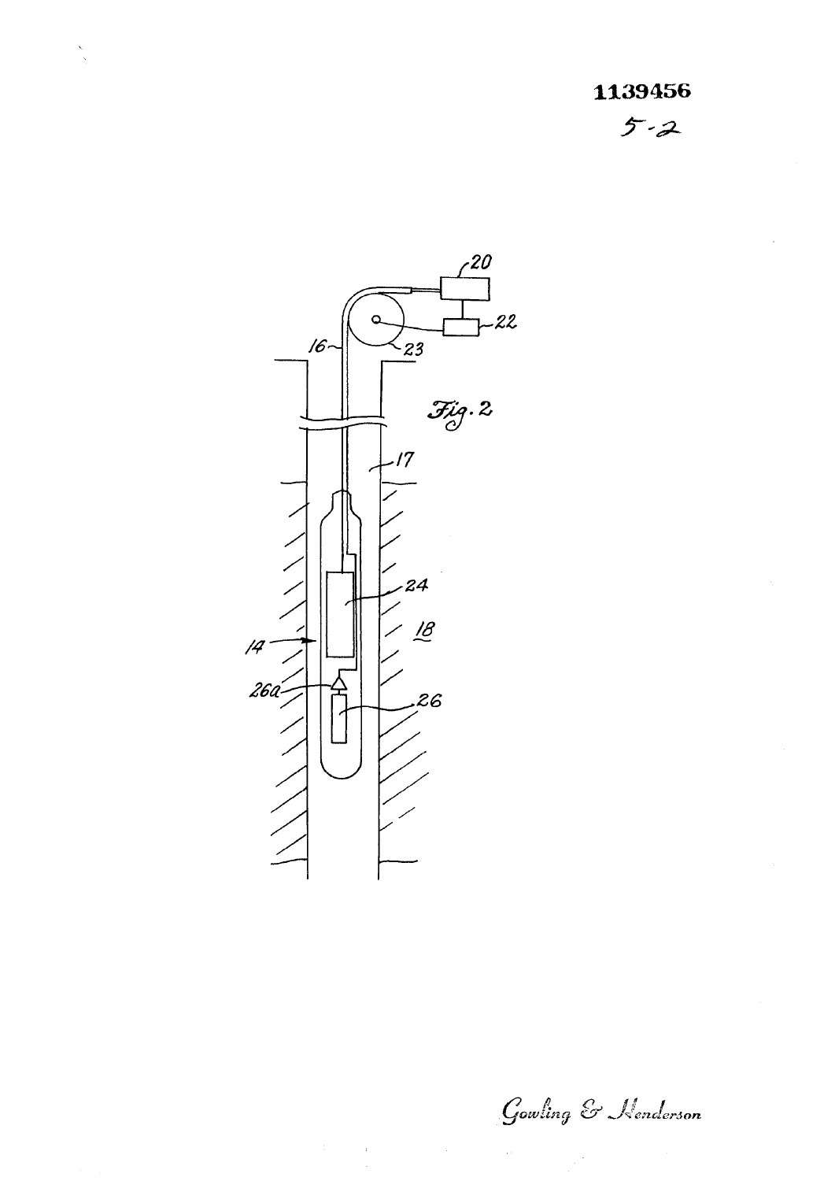1139456

5-2

Fig. 2

20

22

23

16

17

24

18

14

26a

26

Gowling & Henderson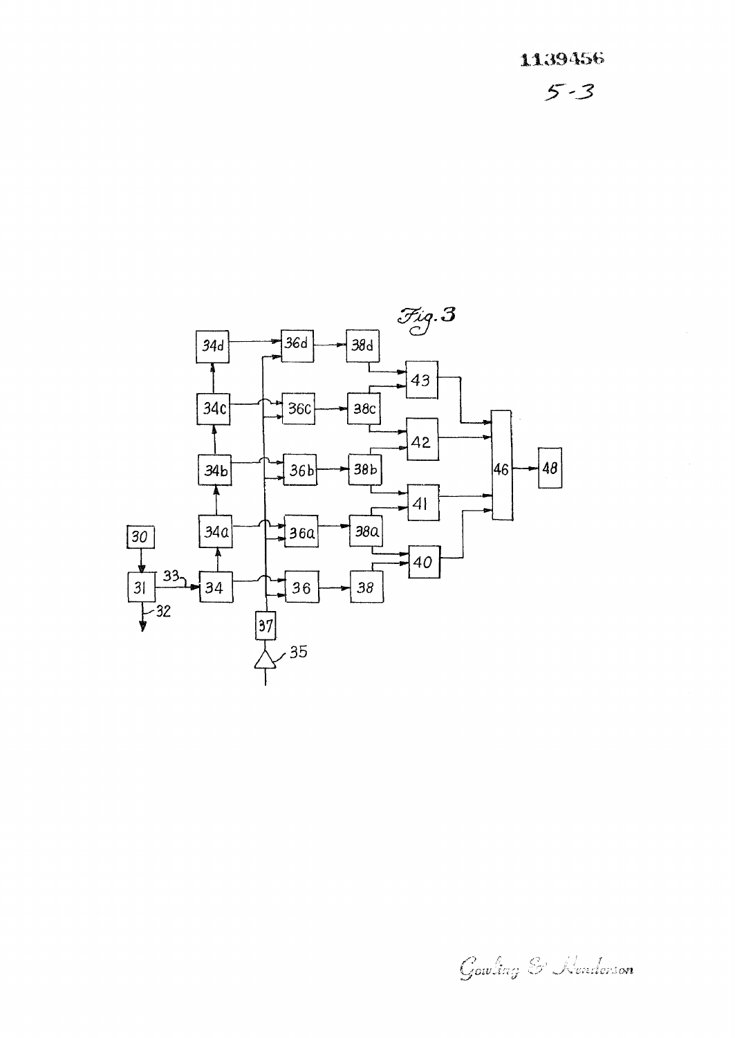1139456

5-3

Fig. 3

30
31
32
33
34
34a
34b
34c
34d
35
36
36a
36b
36c
36d
37
38
38a
38b
38c
38d
40
41
42
43
46
48

Gowling & Henderson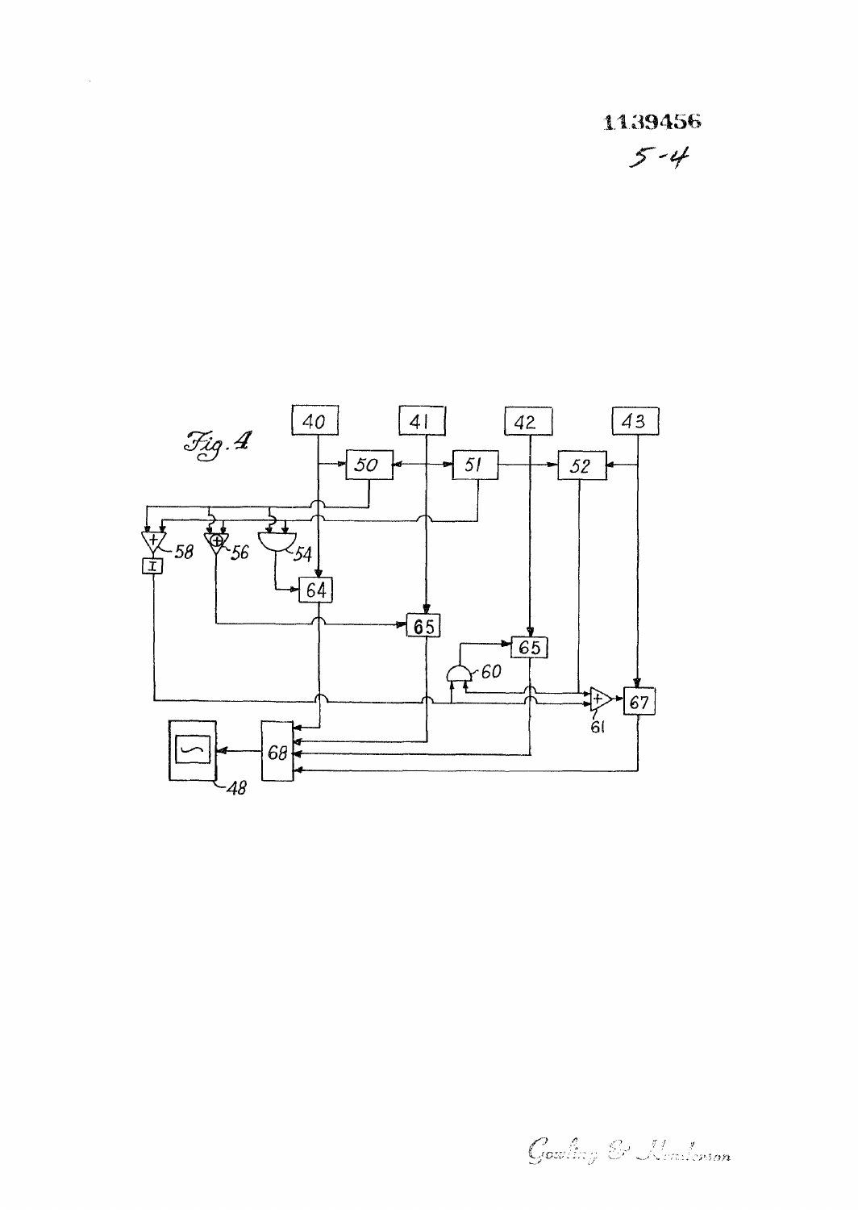1139456

5-4

Fig. 4

40

41

42

43

50

51

52

58

56

54

64

65

65

60

61

67

68

48

Gowling & Henderson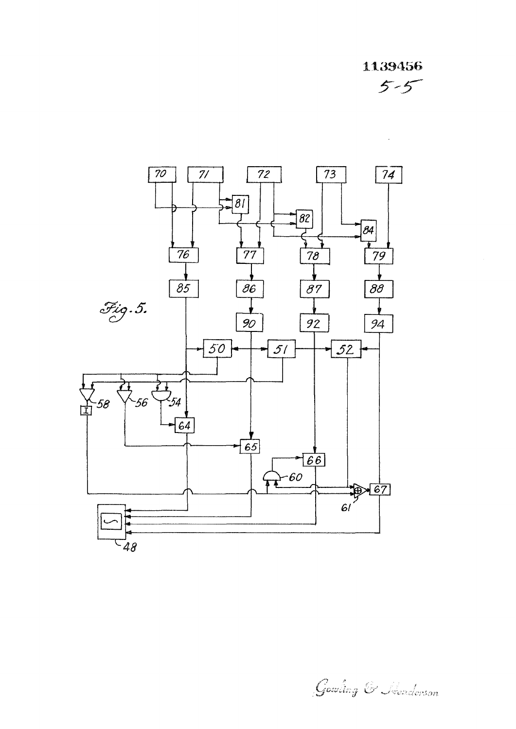1139456

5-5

Fig. 5.

70 71 72 73 74

81 82 84

76 77 78 79

85 86 87 88

90 92 94

50 51 52

58 56 54

64 65 66

60

61 67

48

Gowling & Henderson